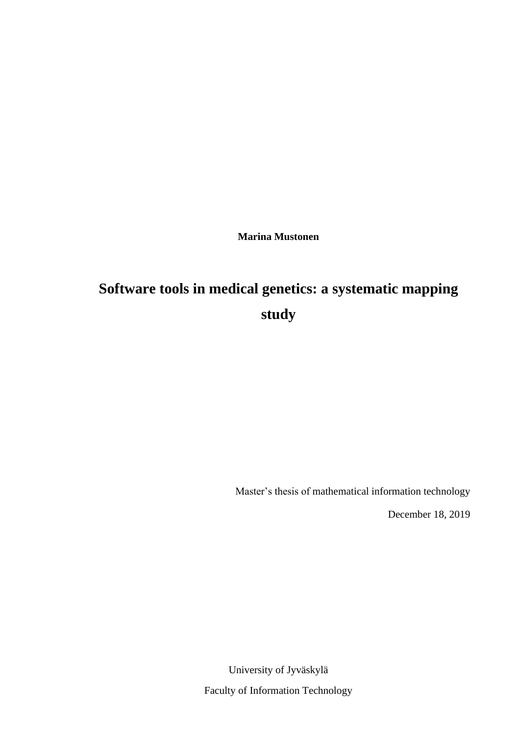**Marina Mustonen**

# Software tools in medical genetics: a systematic mapping study

Master's thesis of mathematical information technology

December 18, 2019

University of Jyväskylä

Faculty of Information Technology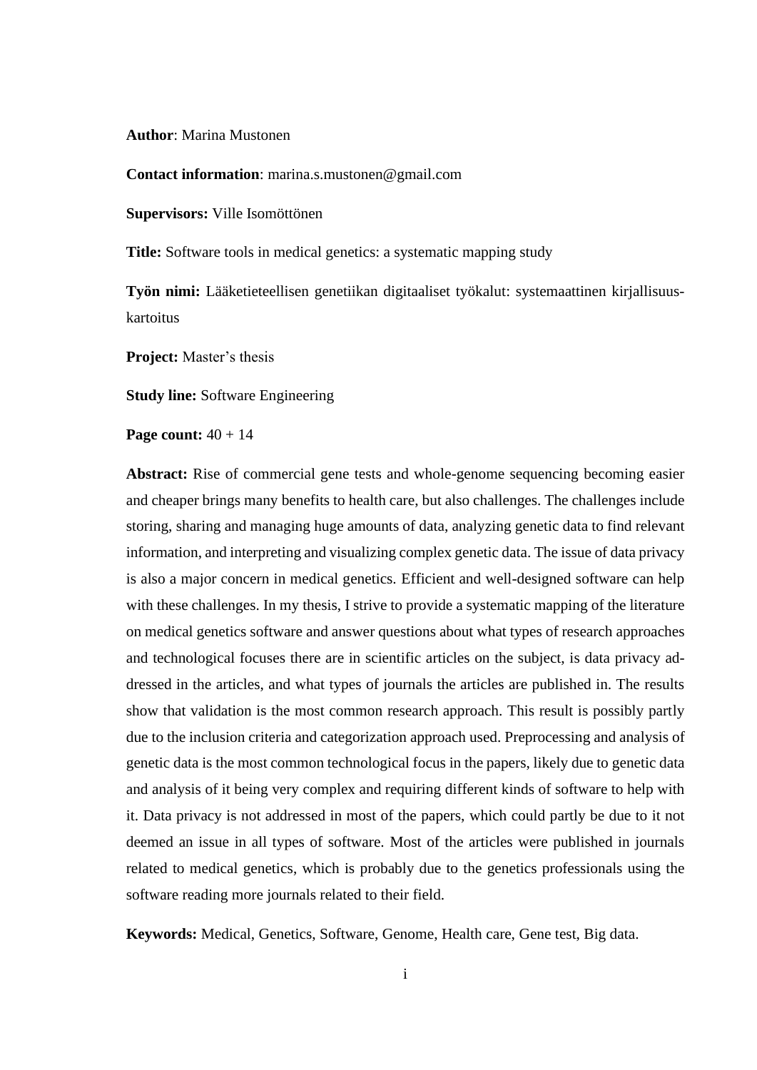**Author**: Marina Mustonen

**Contact information**: marina.s.mustonen@gmail.com

**Supervisors:** Ville Isomöttönen

**Title:** Software tools in medical genetics: a systematic mapping study

**Työn nimi:** Lääketieteellisen genetiikan digitaaliset työkalut: systemaattinen kirjallisuuskartoitus

**Project:** Master's thesis

**Study line:** Software Engineering

**Page count:** 40 + 14

**Abstract:** Rise of commercial gene tests and whole-genome sequencing becoming easier and cheaper brings many benefits to health care, but also challenges. The challenges include storing, sharing and managing huge amounts of data, analyzing genetic data to find relevant information, and interpreting and visualizing complex genetic data. The issue of data privacy is also a major concern in medical genetics. Efficient and well-designed software can help with these challenges. In my thesis, I strive to provide a systematic mapping of the literature on medical genetics software and answer questions about what types of research approaches and technological focuses there are in scientific articles on the subject, is data privacy addressed in the articles, and what types of journals the articles are published in. The results show that validation is the most common research approach. This result is possibly partly due to the inclusion criteria and categorization approach used. Preprocessing and analysis of genetic data is the most common technological focus in the papers, likely due to genetic data and analysis of it being very complex and requiring different kinds of software to help with it. Data privacy is not addressed in most of the papers, which could partly be due to it not deemed an issue in all types of software. Most of the articles were published in journals related to medical genetics, which is probably due to the genetics professionals using the software reading more journals related to their field.

**Keywords:** Medical, Genetics, Software, Genome, Health care, Gene test, Big data.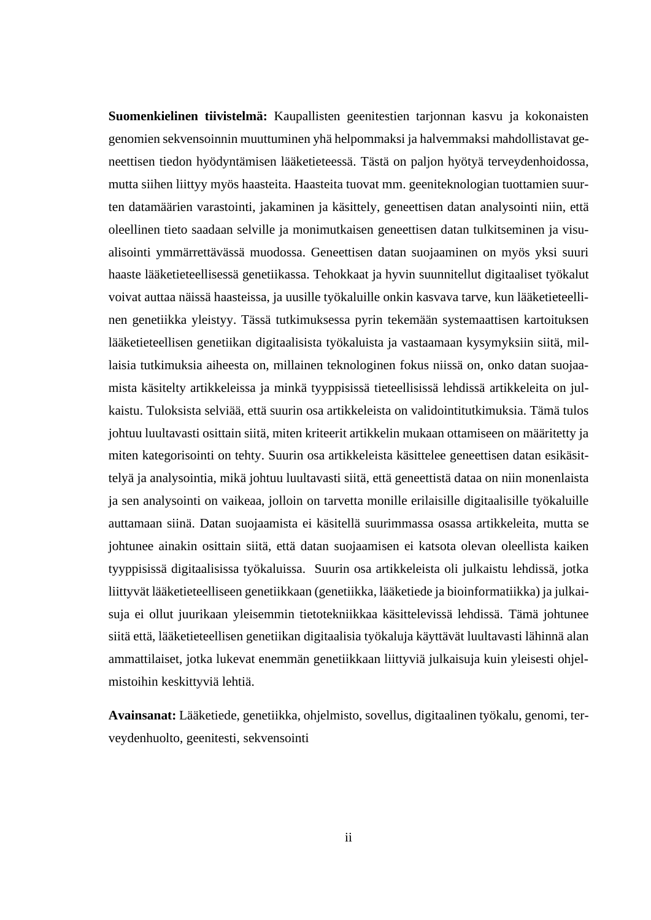**Suomenkielinen tiivistelmä:** Kaupallisten geenitestien tarjonnan kasvu ja kokonaisten genomien sekvensoinnin muuttuminen yhä helpommaksi ja halvemmaksi mahdollistavat geneettisen tiedon hyödyntämisen lääketieteessä. Tästä on paljon hyötyä terveydenhoidossa, mutta siihen liittyy myös haasteita. Haasteita tuovat mm. geeniteknologian tuottamien suurten datamäärien varastointi, jakaminen ja käsittely, geneettisen datan analysointi niin, että oleellinen tieto saadaan selville ja monimutkaisen geneettisen datan tulkitseminen ja visualisointi ymmärrettävässä muodossa. Geneettisen datan suojaaminen on myös yksi suuri haaste lääketieteellisessä genetiikassa. Tehokkaat ja hyvin suunnitellut digitaaliset työkalut voivat auttaa näissä haasteissa, ja uusille työkaluille onkin kasvava tarve, kun lääketieteellinen genetiikka yleistyy. Tässä tutkimuksessa pyrin tekemään systemaattisen kartoituksen lääketieteellisen genetiikan digitaalisista työkaluista ja vastaamaan kysymyksiin siitä, millaisia tutkimuksia aiheesta on, millainen teknologinen fokus niissä on, onko datan suojaamista käsitelty artikkeleissa ja minkä tyyppisissä tieteellisissä lehdissä artikkeleita on julkaistu. Tuloksista selviää, että suurin osa artikkeleista on validointitutkimuksia. Tämä tulos johtuu luultavasti osittain siitä, miten kriteerit artikkelin mukaan ottamiseen on määritetty ja miten kategorisointi on tehty. Suurin osa artikkeleista käsittelee geneettisen datan esikäsittelyä ja analysointia, mikä johtuu luultavasti siitä, että geneettistä dataa on niin monenlaista ja sen analysointi on vaikeaa, jolloin on tarvetta monille erilaisille digitaalisille työkaluille auttamaan siinä. Datan suojaamista ei käsitellä suurimmassa osassa artikkeleita, mutta se johtunee ainakin osittain siitä, että datan suojaamisen ei katsota olevan oleellista kaiken tyyppisissä digitaalisissa työkaluissa. Suurin osa artikkeleista oli julkaistu lehdissä, jotka liittyvät lääketieteelliseen genetiikkaan (genetiikka, lääketiede ja bioinformatiikka) ja julkaisuja ei ollut juurikaan yleisemmin tietotekniikkaa käsittelevissä lehdissä. Tämä johtunee siitä että, lääketieteellisen genetiikan digitaalisia työkaluja käyttävät luultavasti lähinnä alan ammattilaiset, jotka lukevat enemmän genetiikkaan liittyviä julkaisuja kuin yleisesti ohjelmistoihin keskittyviä lehtiä.

**Avainsanat:** Lääketiede, genetiikka, ohjelmisto, sovellus, digitaalinen työkalu, genomi, terveydenhuolto, geenitesti, sekvensointi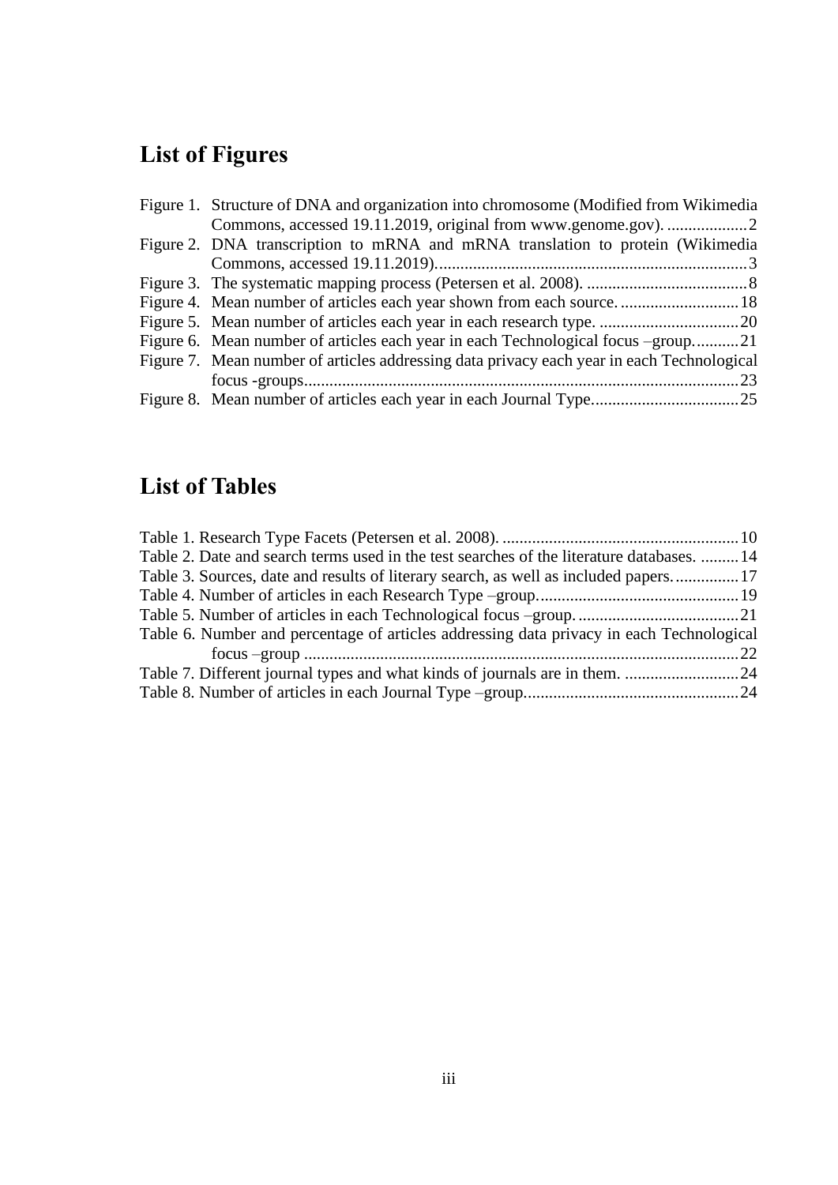# List of Figures

Figure 1. Structure of DNA and organization into chromosome (Modified from Wikimedia Commons, accessed 19.11.2019, original from www.genome.gov). ...................2
Figure 2. DNA transcription to mRNA and mRNA translation to protein (Wikimedia Commons, accessed 19.11.2019).........................................................................3
Figure 3. The systematic mapping process (Petersen et al. 2008). ......................................8
Figure 4. Mean number of articles each year shown from each source. ............................18
Figure 5. Mean number of articles each year in each research type. .................................20
Figure 6. Mean number of articles each year in each Technological focus –group...........21
Figure 7. Mean number of articles addressing data privacy each year in each Technological focus -groups.......................................................................................................23
Figure 8. Mean number of articles each year in each Journal Type...................................25

# List of Tables

Table 1. Research Type Facets (Petersen et al. 2008). ........................................................10
Table 2. Date and search terms used in the test searches of the literature databases. .........14
Table 3. Sources, date and results of literary search, as well as included papers. ..............17
Table 4. Number of articles in each Research Type –group...............................................19
Table 5. Number of articles in each Technological focus –group. ......................................21
Table 6. Number and percentage of articles addressing data privacy in each Technological focus –group .......................................................................................................22
Table 7. Different journal types and what kinds of journals are in them. ...........................24
Table 8. Number of articles in each Journal Type –group..................................................24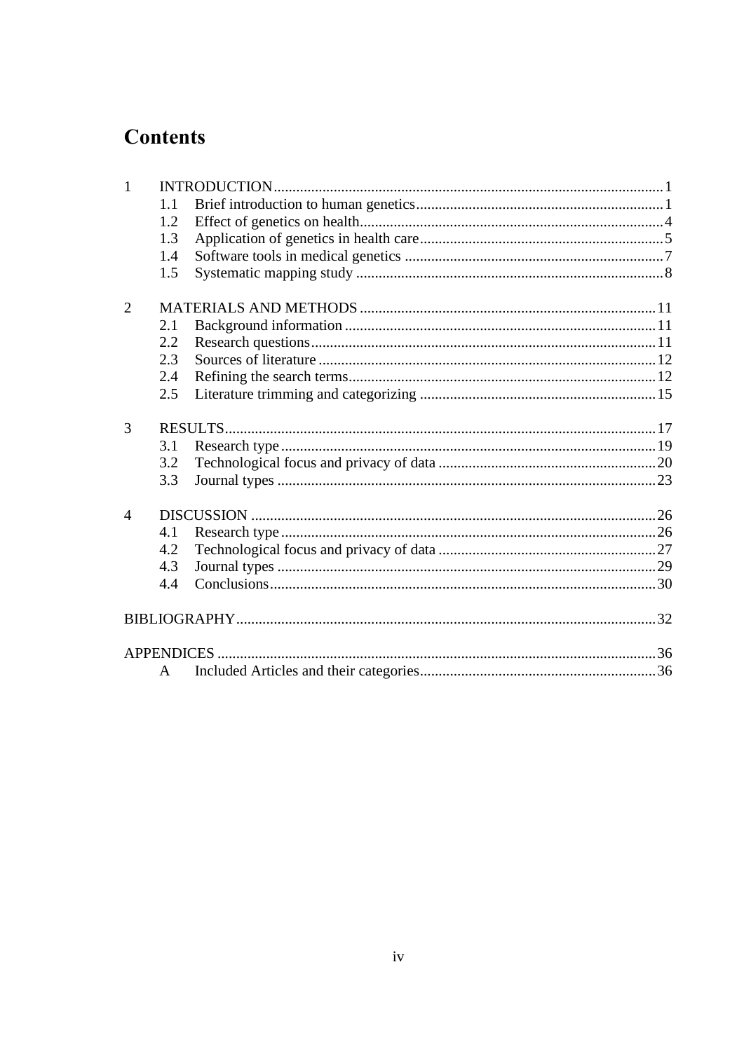# Contents

- 1 INTRODUCTION ... 1
  - 1.1 Brief introduction to human genetics ... 1
  - 1.2 Effect of genetics on health ... 4
  - 1.3 Application of genetics in health care ... 5
  - 1.4 Software tools in medical genetics ... 7
  - 1.5 Systematic mapping study ... 8
- 2 MATERIALS AND METHODS ... 11
  - 2.1 Background information ... 11
  - 2.2 Research questions ... 11
  - 2.3 Sources of literature ... 12
  - 2.4 Refining the search terms ... 12
  - 2.5 Literature trimming and categorizing ... 15
- 3 RESULTS ... 17
  - 3.1 Research type ... 19
  - 3.2 Technological focus and privacy of data ... 20
  - 3.3 Journal types ... 23
- 4 DISCUSSION ... 26
  - 4.1 Research type ... 26
  - 4.2 Technological focus and privacy of data ... 27
  - 4.3 Journal types ... 29
  - 4.4 Conclusions ... 30
- BIBLIOGRAPHY ... 32
- APPENDICES ... 36
  - A Included Articles and their categories ... 36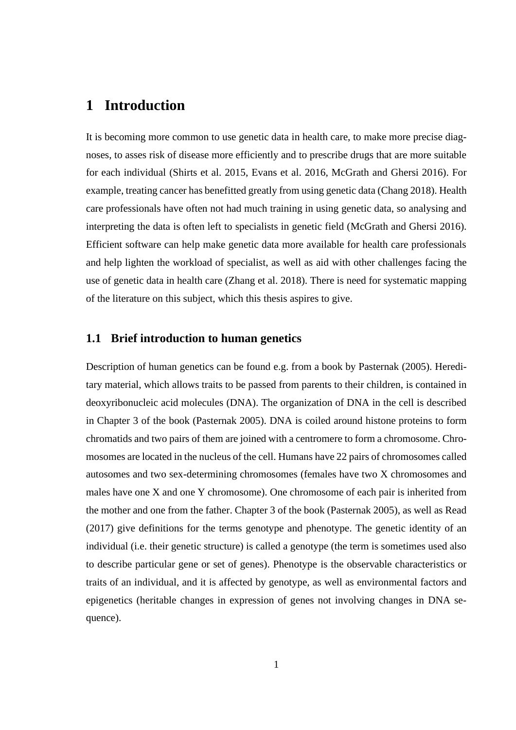# 1 Introduction

It is becoming more common to use genetic data in health care, to make more precise diagnoses, to asses risk of disease more efficiently and to prescribe drugs that are more suitable for each individual (Shirts et al. 2015, Evans et al. 2016, McGrath and Ghersi 2016). For example, treating cancer has benefitted greatly from using genetic data (Chang 2018). Health care professionals have often not had much training in using genetic data, so analysing and interpreting the data is often left to specialists in genetic field (McGrath and Ghersi 2016). Efficient software can help make genetic data more available for health care professionals and help lighten the workload of specialist, as well as aid with other challenges facing the use of genetic data in health care (Zhang et al. 2018). There is need for systematic mapping of the literature on this subject, which this thesis aspires to give.

## 1.1 Brief introduction to human genetics

Description of human genetics can be found e.g. from a book by Pasternak (2005). Hereditary material, which allows traits to be passed from parents to their children, is contained in deoxyribonucleic acid molecules (DNA). The organization of DNA in the cell is described in Chapter 3 of the book (Pasternak 2005). DNA is coiled around histone proteins to form chromatids and two pairs of them are joined with a centromere to form a chromosome. Chromosomes are located in the nucleus of the cell. Humans have 22 pairs of chromosomes called autosomes and two sex-determining chromosomes (females have two X chromosomes and males have one X and one Y chromosome). One chromosome of each pair is inherited from the mother and one from the father. Chapter 3 of the book (Pasternak 2005), as well as Read (2017) give definitions for the terms genotype and phenotype. The genetic identity of an individual (i.e. their genetic structure) is called a genotype (the term is sometimes used also to describe particular gene or set of genes). Phenotype is the observable characteristics or traits of an individual, and it is affected by genotype, as well as environmental factors and epigenetics (heritable changes in expression of genes not involving changes in DNA sequence).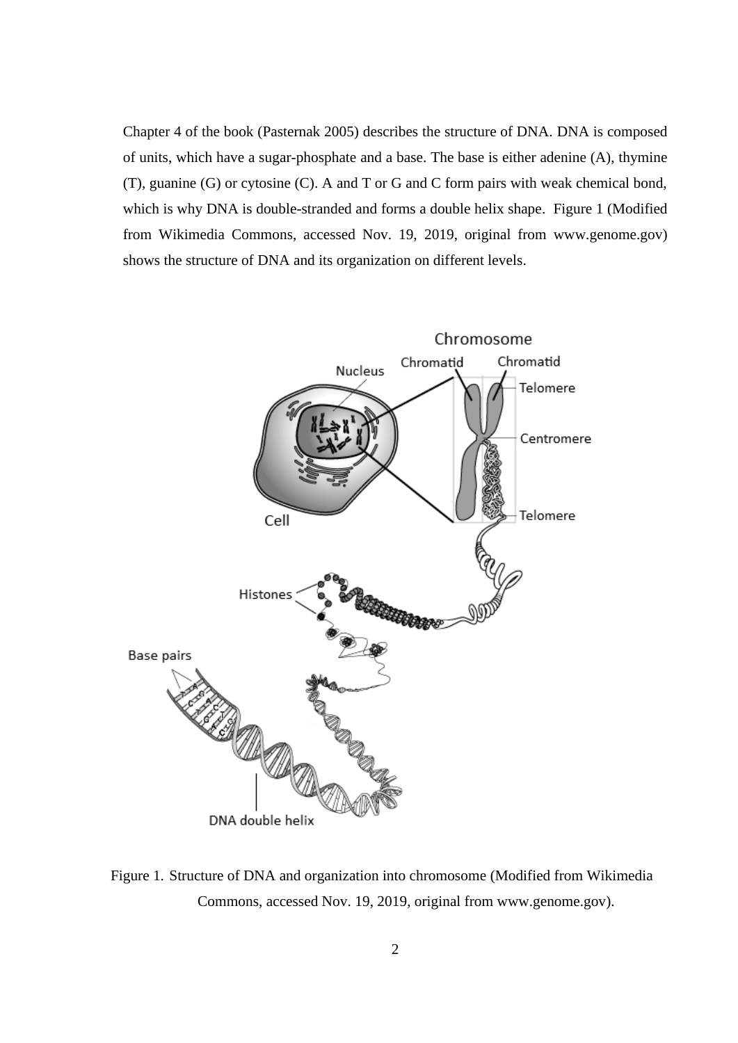Chapter 4 of the book (Pasternak 2005) describes the structure of DNA. DNA is composed of units, which have a sugar-phosphate and a base. The base is either adenine (A), thymine (T), guanine (G) or cytosine (C). A and T or G and C form pairs with weak chemical bond, which is why DNA is double-stranded and forms a double helix shape. Figure 1 (Modified from Wikimedia Commons, accessed Nov. 19, 2019, original from www.genome.gov) shows the structure of DNA and its organization on different levels.

Figure 1. Structure of DNA and organization into chromosome (Modified from Wikimedia Commons, accessed Nov. 19, 2019, original from www.genome.gov).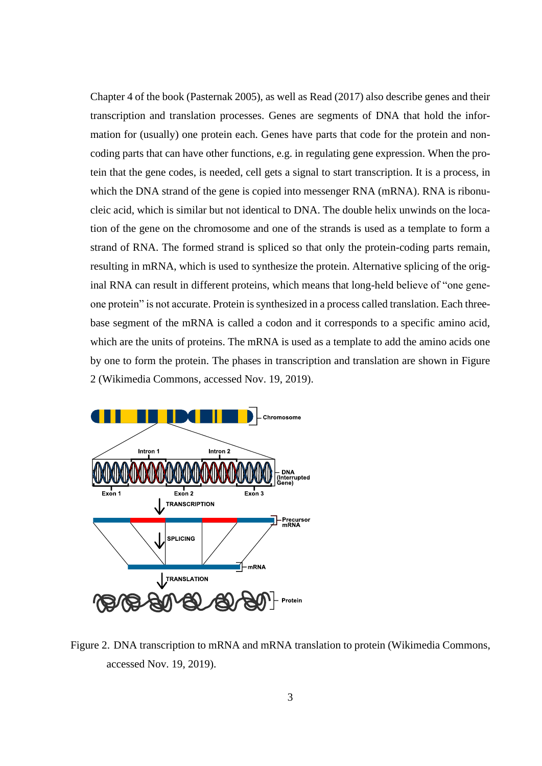Chapter 4 of the book (Pasternak 2005), as well as Read (2017) also describe genes and their transcription and translation processes. Genes are segments of DNA that hold the information for (usually) one protein each. Genes have parts that code for the protein and non-coding parts that can have other functions, e.g. in regulating gene expression. When the protein that the gene codes, is needed, cell gets a signal to start transcription. It is a process, in which the DNA strand of the gene is copied into messenger RNA (mRNA). RNA is ribonucleic acid, which is similar but not identical to DNA. The double helix unwinds on the location of the gene on the chromosome and one of the strands is used as a template to form a strand of RNA. The formed strand is spliced so that only the protein-coding parts remain, resulting in mRNA, which is used to synthesize the protein. Alternative splicing of the original RNA can result in different proteins, which means that long-held believe of "one gene-one protein" is not accurate. Protein is synthesized in a process called translation. Each three-base segment of the mRNA is called a codon and it corresponds to a specific amino acid, which are the units of proteins. The mRNA is used as a template to add the amino acids one by one to form the protein. The phases in transcription and translation are shown in Figure 2 (Wikimedia Commons, accessed Nov. 19, 2019).

Figure 2. DNA transcription to mRNA and mRNA translation to protein (Wikimedia Commons, accessed Nov. 19, 2019).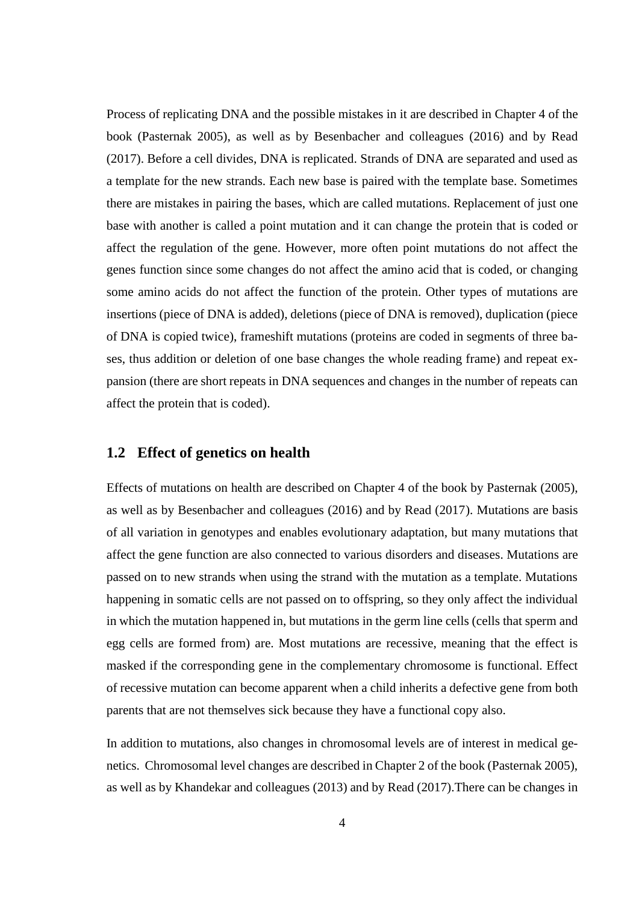Process of replicating DNA and the possible mistakes in it are described in Chapter 4 of the book (Pasternak 2005), as well as by Besenbacher and colleagues (2016) and by Read (2017). Before a cell divides, DNA is replicated. Strands of DNA are separated and used as a template for the new strands. Each new base is paired with the template base. Sometimes there are mistakes in pairing the bases, which are called mutations. Replacement of just one base with another is called a point mutation and it can change the protein that is coded or affect the regulation of the gene. However, more often point mutations do not affect the genes function since some changes do not affect the amino acid that is coded, or changing some amino acids do not affect the function of the protein. Other types of mutations are insertions (piece of DNA is added), deletions (piece of DNA is removed), duplication (piece of DNA is copied twice), frameshift mutations (proteins are coded in segments of three bases, thus addition or deletion of one base changes the whole reading frame) and repeat expansion (there are short repeats in DNA sequences and changes in the number of repeats can affect the protein that is coded).

## 1.2 Effect of genetics on health

Effects of mutations on health are described on Chapter 4 of the book by Pasternak (2005), as well as by Besenbacher and colleagues (2016) and by Read (2017). Mutations are basis of all variation in genotypes and enables evolutionary adaptation, but many mutations that affect the gene function are also connected to various disorders and diseases. Mutations are passed on to new strands when using the strand with the mutation as a template. Mutations happening in somatic cells are not passed on to offspring, so they only affect the individual in which the mutation happened in, but mutations in the germ line cells (cells that sperm and egg cells are formed from) are. Most mutations are recessive, meaning that the effect is masked if the corresponding gene in the complementary chromosome is functional. Effect of recessive mutation can become apparent when a child inherits a defective gene from both parents that are not themselves sick because they have a functional copy also.

In addition to mutations, also changes in chromosomal levels are of interest in medical genetics. Chromosomal level changes are described in Chapter 2 of the book (Pasternak 2005), as well as by Khandekar and colleagues (2013) and by Read (2017).There can be changes in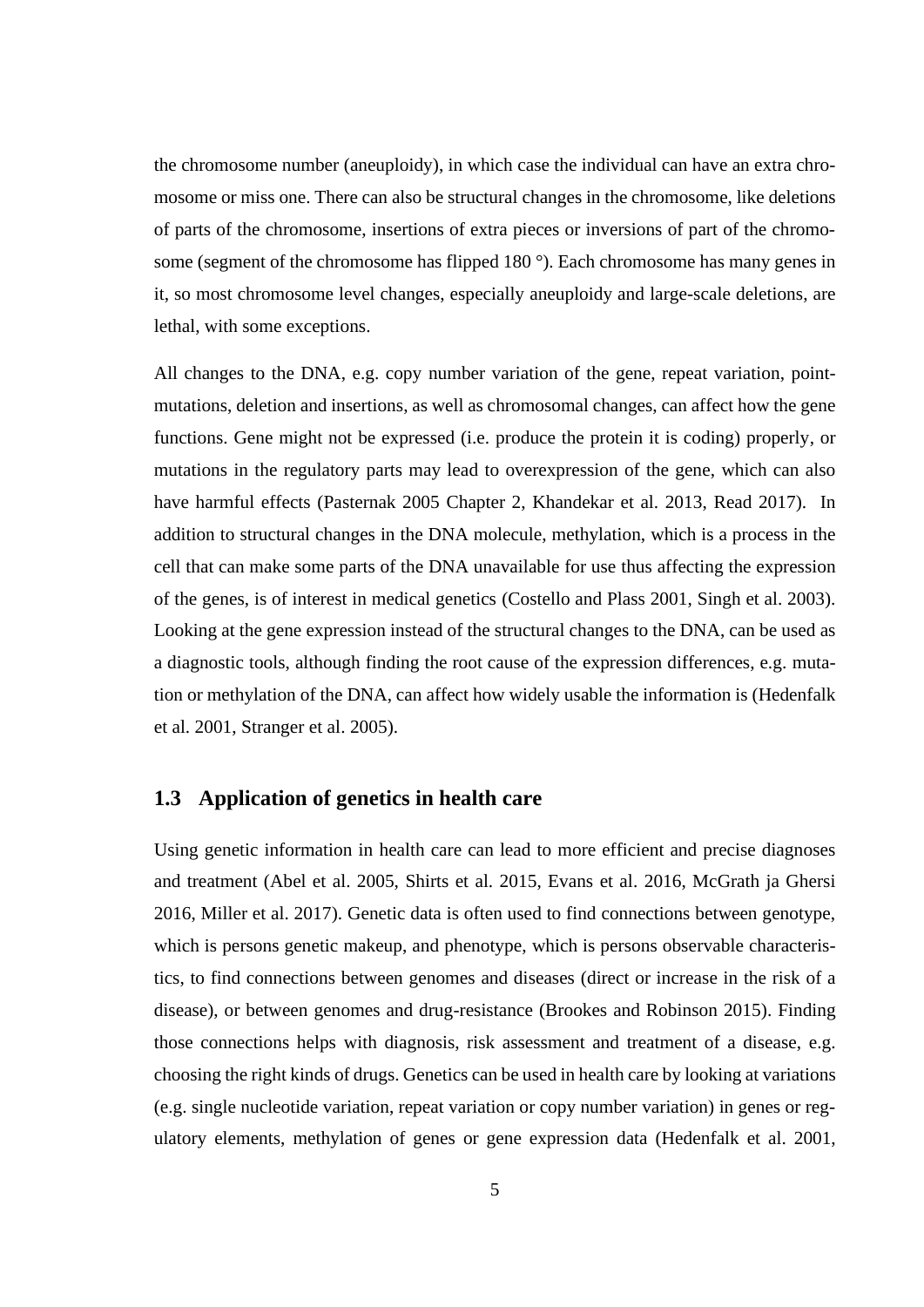the chromosome number (aneuploidy), in which case the individual can have an extra chromosome or miss one. There can also be structural changes in the chromosome, like deletions of parts of the chromosome, insertions of extra pieces or inversions of part of the chromosome (segment of the chromosome has flipped 180 °). Each chromosome has many genes in it, so most chromosome level changes, especially aneuploidy and large-scale deletions, are lethal, with some exceptions.

All changes to the DNA, e.g. copy number variation of the gene, repeat variation, point-mutations, deletion and insertions, as well as chromosomal changes, can affect how the gene functions. Gene might not be expressed (i.e. produce the protein it is coding) properly, or mutations in the regulatory parts may lead to overexpression of the gene, which can also have harmful effects (Pasternak 2005 Chapter 2, Khandekar et al. 2013, Read 2017). In addition to structural changes in the DNA molecule, methylation, which is a process in the cell that can make some parts of the DNA unavailable for use thus affecting the expression of the genes, is of interest in medical genetics (Costello and Plass 2001, Singh et al. 2003). Looking at the gene expression instead of the structural changes to the DNA, can be used as a diagnostic tools, although finding the root cause of the expression differences, e.g. mutation or methylation of the DNA, can affect how widely usable the information is (Hedenfalk et al. 2001, Stranger et al. 2005).

## 1.3 Application of genetics in health care

Using genetic information in health care can lead to more efficient and precise diagnoses and treatment (Abel et al. 2005, Shirts et al. 2015, Evans et al. 2016, McGrath ja Ghersi 2016, Miller et al. 2017). Genetic data is often used to find connections between genotype, which is persons genetic makeup, and phenotype, which is persons observable characteristics, to find connections between genomes and diseases (direct or increase in the risk of a disease), or between genomes and drug-resistance (Brookes and Robinson 2015). Finding those connections helps with diagnosis, risk assessment and treatment of a disease, e.g. choosing the right kinds of drugs. Genetics can be used in health care by looking at variations (e.g. single nucleotide variation, repeat variation or copy number variation) in genes or regulatory elements, methylation of genes or gene expression data (Hedenfalk et al. 2001,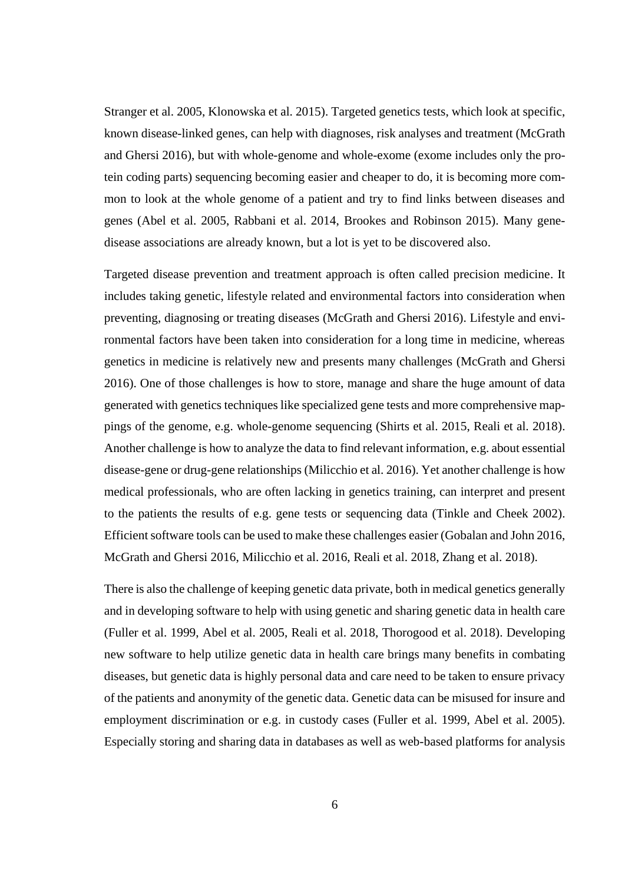Stranger et al. 2005, Klonowska et al. 2015). Targeted genetics tests, which look at specific, known disease-linked genes, can help with diagnoses, risk analyses and treatment (McGrath and Ghersi 2016), but with whole-genome and whole-exome (exome includes only the protein coding parts) sequencing becoming easier and cheaper to do, it is becoming more common to look at the whole genome of a patient and try to find links between diseases and genes (Abel et al. 2005, Rabbani et al. 2014, Brookes and Robinson 2015). Many gene-disease associations are already known, but a lot is yet to be discovered also.

Targeted disease prevention and treatment approach is often called precision medicine. It includes taking genetic, lifestyle related and environmental factors into consideration when preventing, diagnosing or treating diseases (McGrath and Ghersi 2016). Lifestyle and environmental factors have been taken into consideration for a long time in medicine, whereas genetics in medicine is relatively new and presents many challenges (McGrath and Ghersi 2016). One of those challenges is how to store, manage and share the huge amount of data generated with genetics techniques like specialized gene tests and more comprehensive mappings of the genome, e.g. whole-genome sequencing (Shirts et al. 2015, Reali et al. 2018). Another challenge is how to analyze the data to find relevant information, e.g. about essential disease-gene or drug-gene relationships (Milicchio et al. 2016). Yet another challenge is how medical professionals, who are often lacking in genetics training, can interpret and present to the patients the results of e.g. gene tests or sequencing data (Tinkle and Cheek 2002). Efficient software tools can be used to make these challenges easier (Gobalan and John 2016, McGrath and Ghersi 2016, Milicchio et al. 2016, Reali et al. 2018, Zhang et al. 2018).

There is also the challenge of keeping genetic data private, both in medical genetics generally and in developing software to help with using genetic and sharing genetic data in health care (Fuller et al. 1999, Abel et al. 2005, Reali et al. 2018, Thorogood et al. 2018). Developing new software to help utilize genetic data in health care brings many benefits in combating diseases, but genetic data is highly personal data and care need to be taken to ensure privacy of the patients and anonymity of the genetic data. Genetic data can be misused for insure and employment discrimination or e.g. in custody cases (Fuller et al. 1999, Abel et al. 2005). Especially storing and sharing data in databases as well as web-based platforms for analysis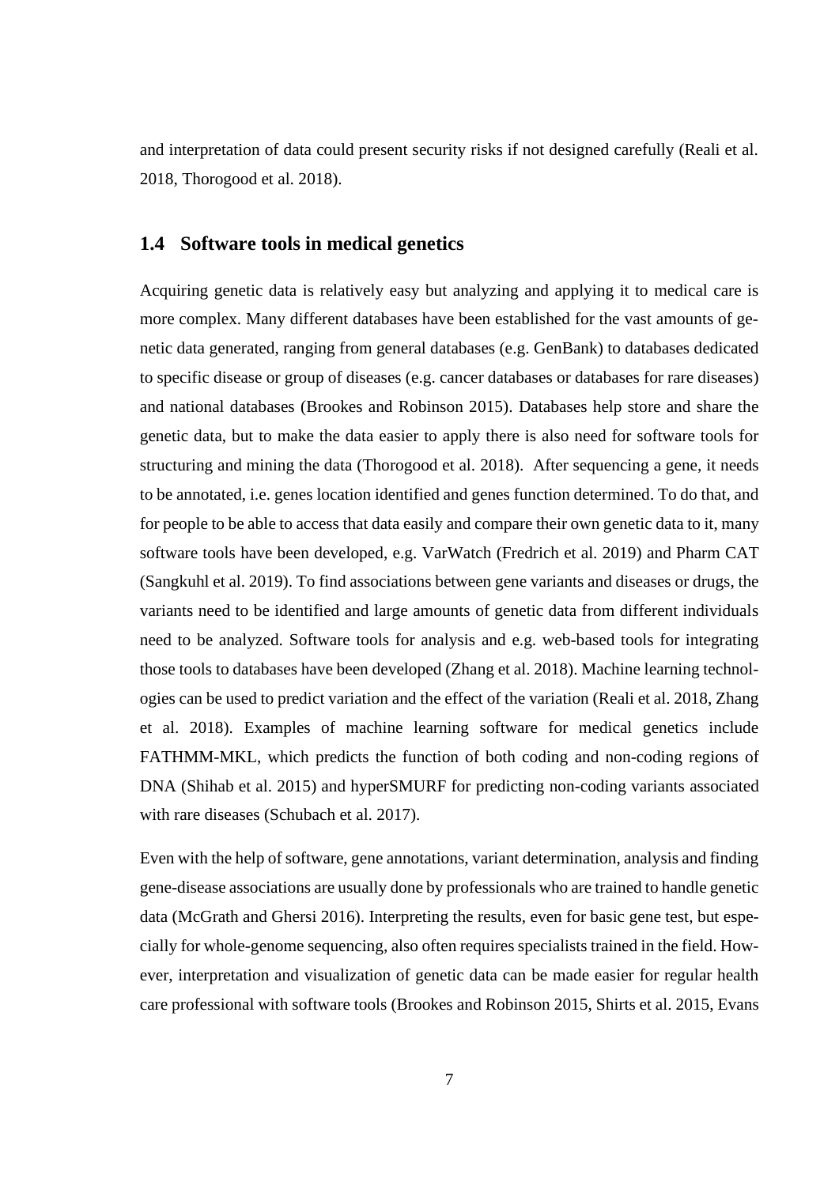and interpretation of data could present security risks if not designed carefully (Reali et al. 2018, Thorogood et al. 2018).

## 1.4 Software tools in medical genetics

Acquiring genetic data is relatively easy but analyzing and applying it to medical care is more complex. Many different databases have been established for the vast amounts of genetic data generated, ranging from general databases (e.g. GenBank) to databases dedicated to specific disease or group of diseases (e.g. cancer databases or databases for rare diseases) and national databases (Brookes and Robinson 2015). Databases help store and share the genetic data, but to make the data easier to apply there is also need for software tools for structuring and mining the data (Thorogood et al. 2018). After sequencing a gene, it needs to be annotated, i.e. genes location identified and genes function determined. To do that, and for people to be able to access that data easily and compare their own genetic data to it, many software tools have been developed, e.g. VarWatch (Fredrich et al. 2019) and Pharm CAT (Sangkuhl et al. 2019). To find associations between gene variants and diseases or drugs, the variants need to be identified and large amounts of genetic data from different individuals need to be analyzed. Software tools for analysis and e.g. web-based tools for integrating those tools to databases have been developed (Zhang et al. 2018). Machine learning technologies can be used to predict variation and the effect of the variation (Reali et al. 2018, Zhang et al. 2018). Examples of machine learning software for medical genetics include FATHMM-MKL, which predicts the function of both coding and non-coding regions of DNA (Shihab et al. 2015) and hyperSMURF for predicting non-coding variants associated with rare diseases (Schubach et al. 2017).

Even with the help of software, gene annotations, variant determination, analysis and finding gene-disease associations are usually done by professionals who are trained to handle genetic data (McGrath and Ghersi 2016). Interpreting the results, even for basic gene test, but especially for whole-genome sequencing, also often requires specialists trained in the field. However, interpretation and visualization of genetic data can be made easier for regular health care professional with software tools (Brookes and Robinson 2015, Shirts et al. 2015, Evans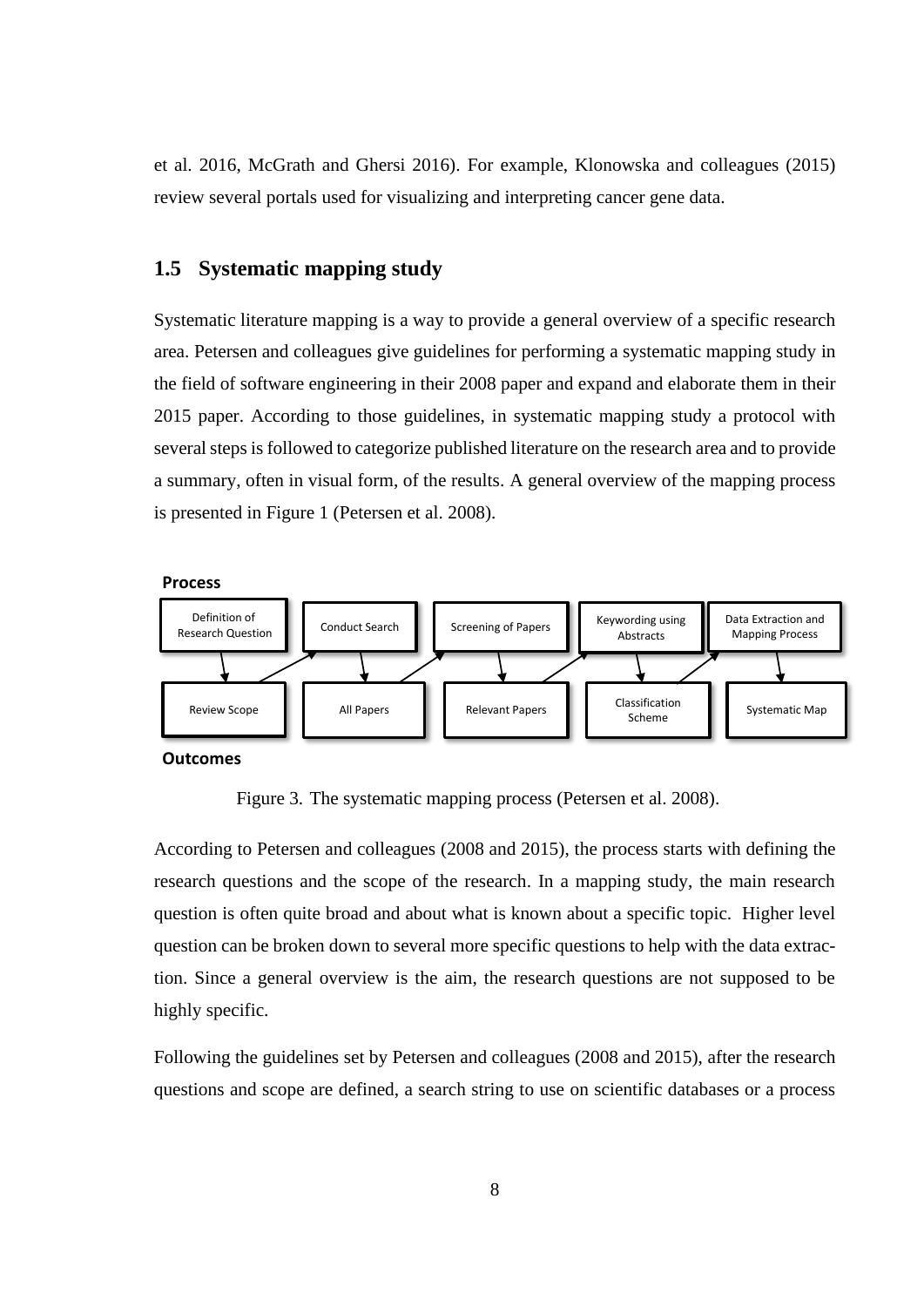et al. 2016, McGrath and Ghersi 2016). For example, Klonowska and colleagues (2015) review several portals used for visualizing and interpreting cancer gene data.

## 1.5 Systematic mapping study

Systematic literature mapping is a way to provide a general overview of a specific research area. Petersen and colleagues give guidelines for performing a systematic mapping study in the field of software engineering in their 2008 paper and expand and elaborate them in their 2015 paper. According to those guidelines, in systematic mapping study a protocol with several steps is followed to categorize published literature on the research area and to provide a summary, often in visual form, of the results. A general overview of the mapping process is presented in Figure 1 (Petersen et al. 2008).

**Process**

Definition of Research Question → Conduct Search → Screening of Papers → Keywording using Abstracts → Data Extraction and Mapping Process

Review Scope — All Papers — Relevant Papers — Classification Scheme — Systematic Map

**Outcomes**

Figure 3. The systematic mapping process (Petersen et al. 2008).

According to Petersen and colleagues (2008 and 2015), the process starts with defining the research questions and the scope of the research. In a mapping study, the main research question is often quite broad and about what is known about a specific topic. Higher level question can be broken down to several more specific questions to help with the data extraction. Since a general overview is the aim, the research questions are not supposed to be highly specific.

Following the guidelines set by Petersen and colleagues (2008 and 2015), after the research questions and scope are defined, a search string to use on scientific databases or a process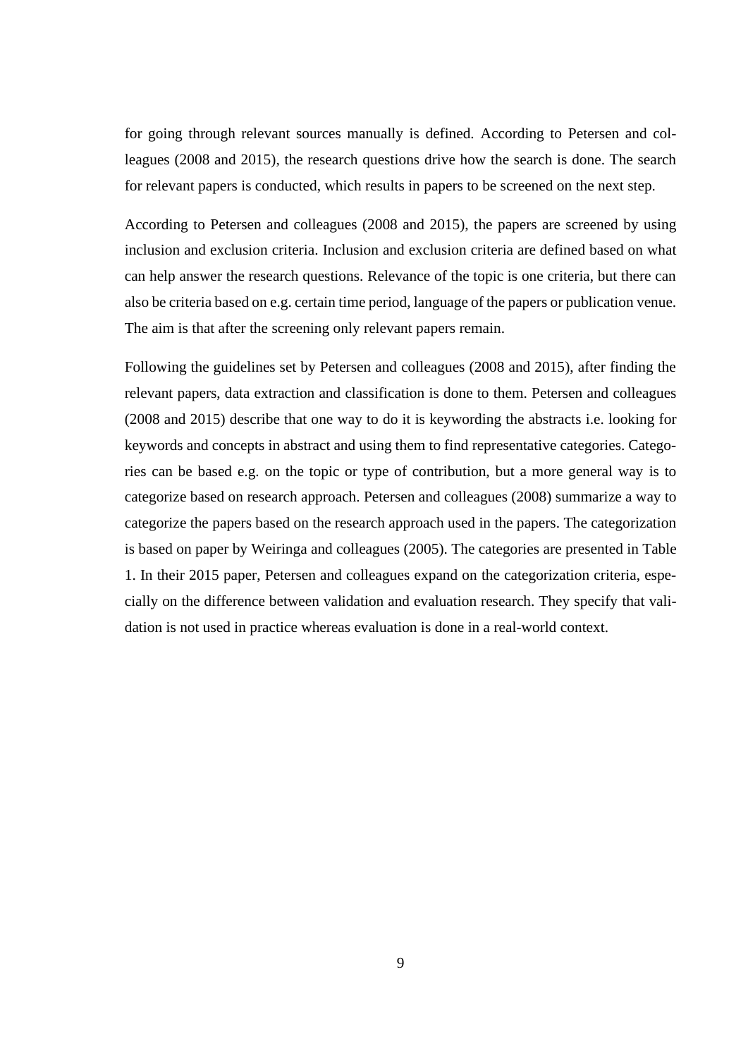for going through relevant sources manually is defined. According to Petersen and colleagues (2008 and 2015), the research questions drive how the search is done. The search for relevant papers is conducted, which results in papers to be screened on the next step.

According to Petersen and colleagues (2008 and 2015), the papers are screened by using inclusion and exclusion criteria. Inclusion and exclusion criteria are defined based on what can help answer the research questions. Relevance of the topic is one criteria, but there can also be criteria based on e.g. certain time period, language of the papers or publication venue. The aim is that after the screening only relevant papers remain.

Following the guidelines set by Petersen and colleagues (2008 and 2015), after finding the relevant papers, data extraction and classification is done to them. Petersen and colleagues (2008 and 2015) describe that one way to do it is keywording the abstracts i.e. looking for keywords and concepts in abstract and using them to find representative categories. Categories can be based e.g. on the topic or type of contribution, but a more general way is to categorize based on research approach. Petersen and colleagues (2008) summarize a way to categorize the papers based on the research approach used in the papers. The categorization is based on paper by Weiringa and colleagues (2005). The categories are presented in Table 1. In their 2015 paper, Petersen and colleagues expand on the categorization criteria, especially on the difference between validation and evaluation research. They specify that validation is not used in practice whereas evaluation is done in a real-world context.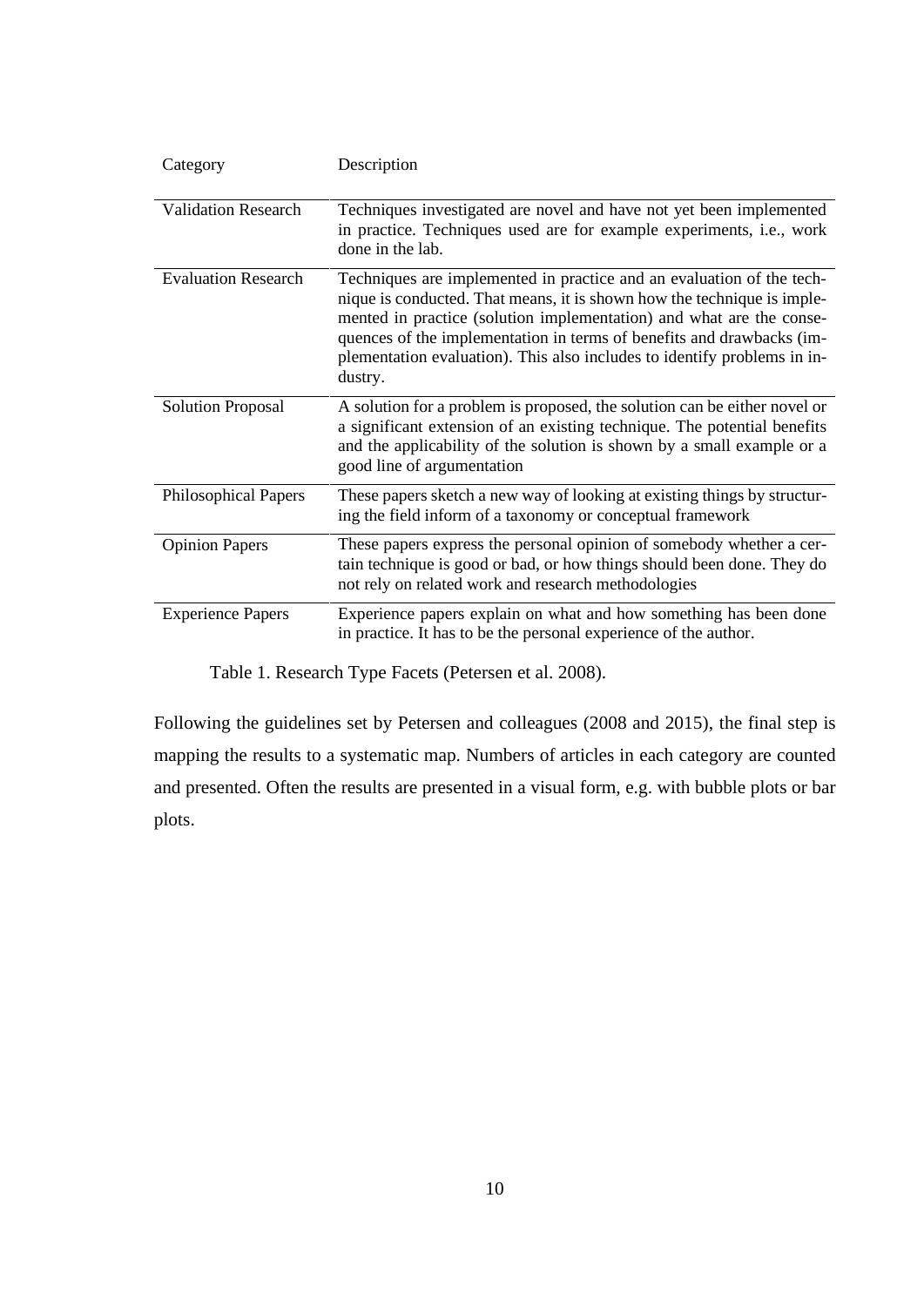| Category | Description |
|---|---|
| Validation Research | Techniques investigated are novel and have not yet been implemented in practice. Techniques used are for example experiments, i.e., work done in the lab. |
| Evaluation Research | Techniques are implemented in practice and an evaluation of the technique is conducted. That means, it is shown how the technique is implemented in practice (solution implementation) and what are the consequences of the implementation in terms of benefits and drawbacks (implementation evaluation). This also includes to identify problems in industry. |
| Solution Proposal | A solution for a problem is proposed, the solution can be either novel or a significant extension of an existing technique. The potential benefits and the applicability of the solution is shown by a small example or a good line of argumentation |
| Philosophical Papers | These papers sketch a new way of looking at existing things by structuring the field inform of a taxonomy or conceptual framework |
| Opinion Papers | These papers express the personal opinion of somebody whether a certain technique is good or bad, or how things should been done. They do not rely on related work and research methodologies |
| Experience Papers | Experience papers explain on what and how something has been done in practice. It has to be the personal experience of the author. |

Table 1. Research Type Facets (Petersen et al. 2008).

Following the guidelines set by Petersen and colleagues (2008 and 2015), the final step is mapping the results to a systematic map. Numbers of articles in each category are counted and presented. Often the results are presented in a visual form, e.g. with bubble plots or bar plots.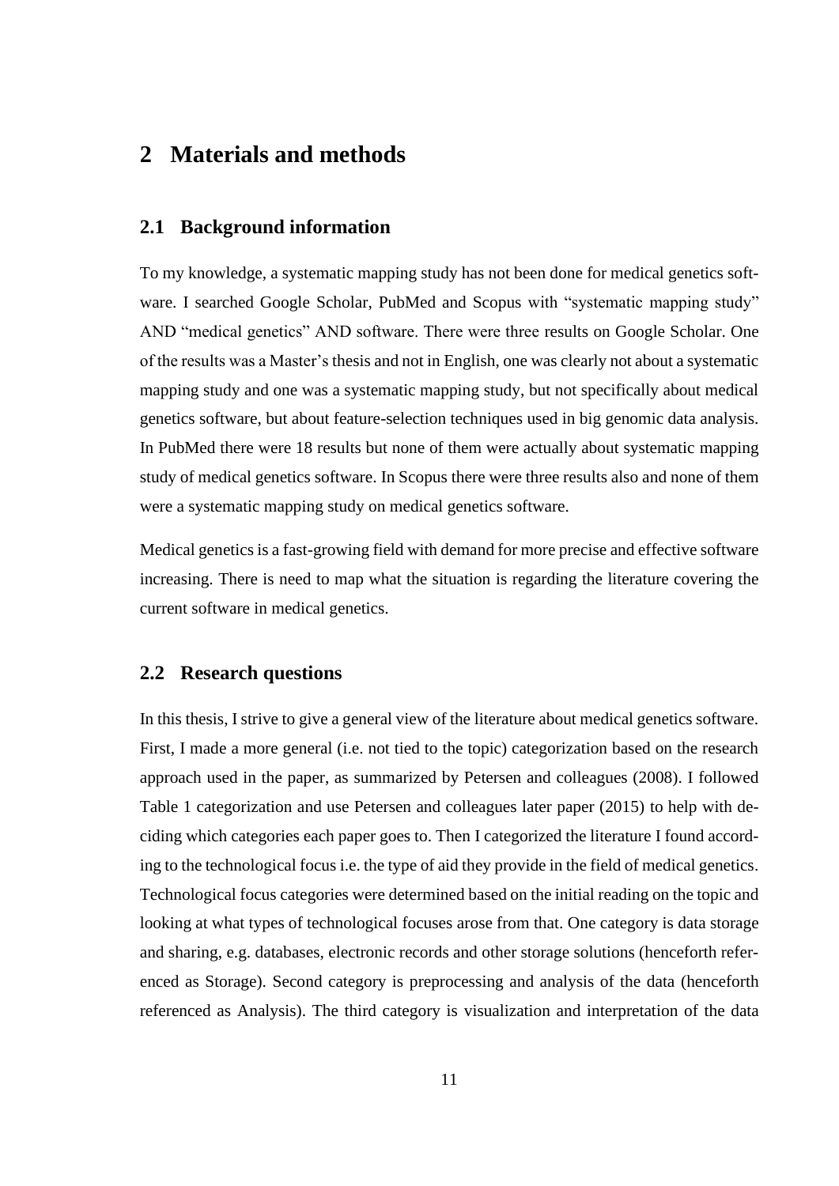# 2 Materials and methods

## 2.1 Background information

To my knowledge, a systematic mapping study has not been done for medical genetics software. I searched Google Scholar, PubMed and Scopus with "systematic mapping study" AND "medical genetics" AND software. There were three results on Google Scholar. One of the results was a Master's thesis and not in English, one was clearly not about a systematic mapping study and one was a systematic mapping study, but not specifically about medical genetics software, but about feature-selection techniques used in big genomic data analysis. In PubMed there were 18 results but none of them were actually about systematic mapping study of medical genetics software. In Scopus there were three results also and none of them were a systematic mapping study on medical genetics software.

Medical genetics is a fast-growing field with demand for more precise and effective software increasing. There is need to map what the situation is regarding the literature covering the current software in medical genetics.

## 2.2 Research questions

In this thesis, I strive to give a general view of the literature about medical genetics software. First, I made a more general (i.e. not tied to the topic) categorization based on the research approach used in the paper, as summarized by Petersen and colleagues (2008). I followed Table 1 categorization and use Petersen and colleagues later paper (2015) to help with deciding which categories each paper goes to. Then I categorized the literature I found according to the technological focus i.e. the type of aid they provide in the field of medical genetics. Technological focus categories were determined based on the initial reading on the topic and looking at what types of technological focuses arose from that. One category is data storage and sharing, e.g. databases, electronic records and other storage solutions (henceforth referenced as Storage). Second category is preprocessing and analysis of the data (henceforth referenced as Analysis). The third category is visualization and interpretation of the data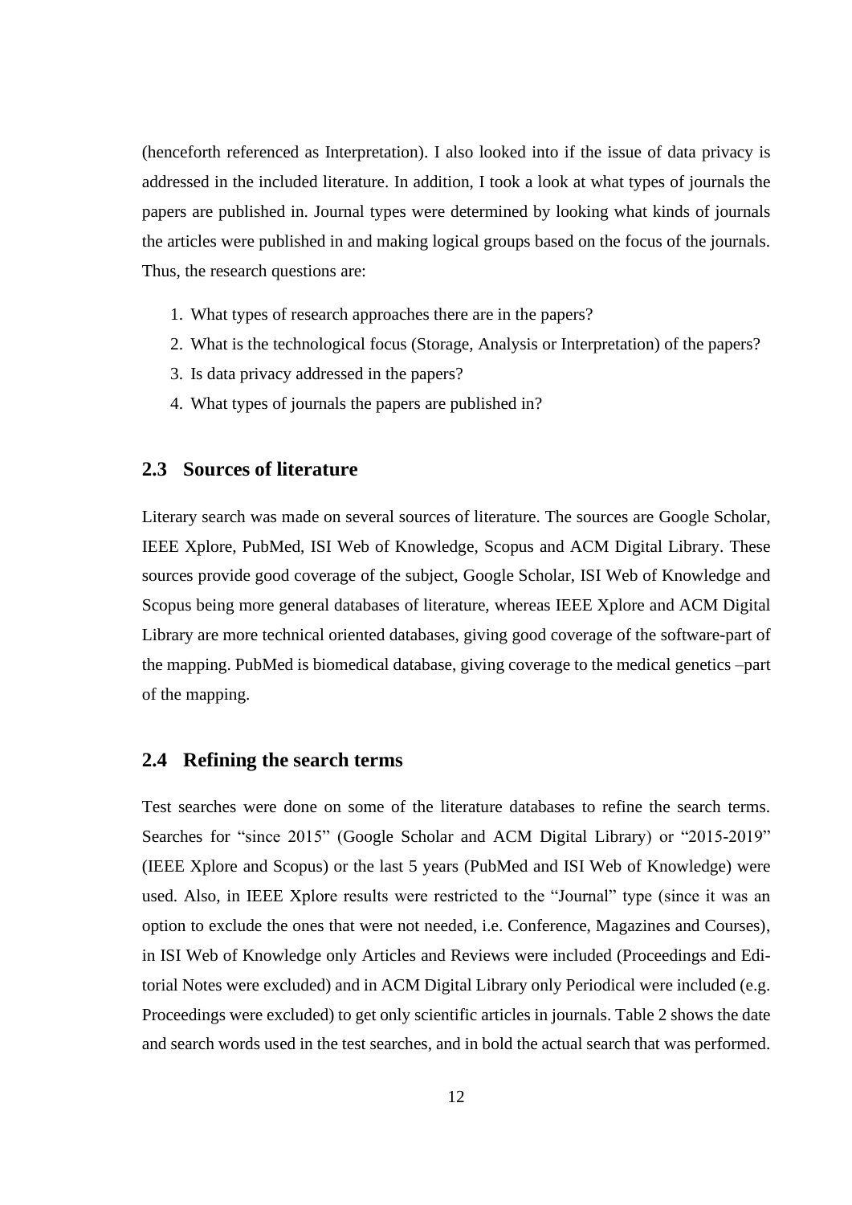(henceforth referenced as Interpretation). I also looked into if the issue of data privacy is addressed in the included literature. In addition, I took a look at what types of journals the papers are published in. Journal types were determined by looking what kinds of journals the articles were published in and making logical groups based on the focus of the journals. Thus, the research questions are:

1. What types of research approaches there are in the papers?
2. What is the technological focus (Storage, Analysis or Interpretation) of the papers?
3. Is data privacy addressed in the papers?
4. What types of journals the papers are published in?

## 2.3 Sources of literature

Literary search was made on several sources of literature. The sources are Google Scholar, IEEE Xplore, PubMed, ISI Web of Knowledge, Scopus and ACM Digital Library. These sources provide good coverage of the subject, Google Scholar, ISI Web of Knowledge and Scopus being more general databases of literature, whereas IEEE Xplore and ACM Digital Library are more technical oriented databases, giving good coverage of the software-part of the mapping. PubMed is biomedical database, giving coverage to the medical genetics –part of the mapping.

## 2.4 Refining the search terms

Test searches were done on some of the literature databases to refine the search terms. Searches for "since 2015" (Google Scholar and ACM Digital Library) or "2015-2019" (IEEE Xplore and Scopus) or the last 5 years (PubMed and ISI Web of Knowledge) were used. Also, in IEEE Xplore results were restricted to the "Journal" type (since it was an option to exclude the ones that were not needed, i.e. Conference, Magazines and Courses), in ISI Web of Knowledge only Articles and Reviews were included (Proceedings and Editorial Notes were excluded) and in ACM Digital Library only Periodical were included (e.g. Proceedings were excluded) to get only scientific articles in journals. Table 2 shows the date and search words used in the test searches, and in bold the actual search that was performed.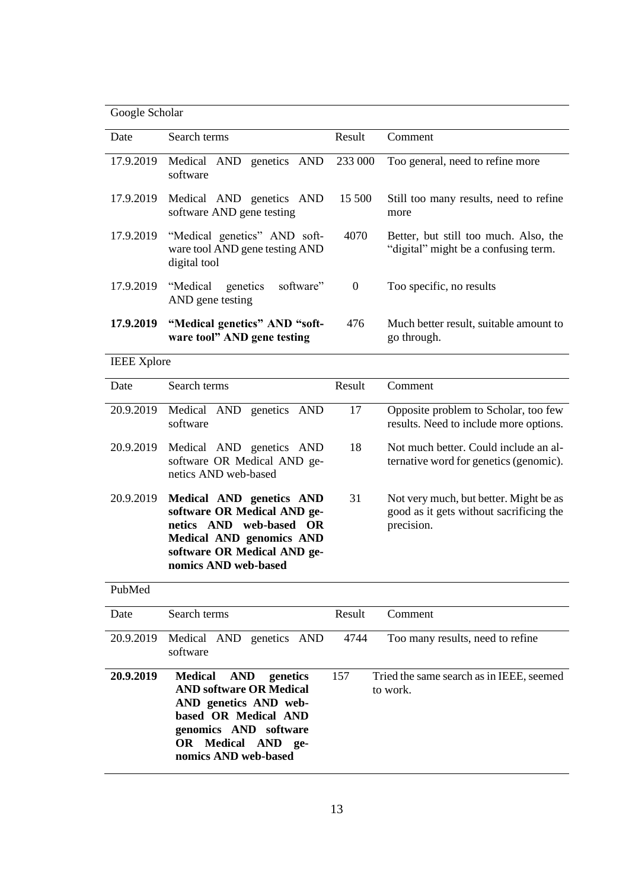Google Scholar

| Date | Search terms | Result | Comment |
|---|---|---|---|
| 17.9.2019 | Medical AND genetics AND software | 233 000 | Too general, need to refine more |
| 17.9.2019 | Medical AND genetics AND software AND gene testing | 15 500 | Still too many results, need to refine more |
| 17.9.2019 | "Medical genetics" AND software tool AND gene testing AND digital tool | 4070 | Better, but still too much. Also, the "digital" might be a confusing term. |
| 17.9.2019 | "Medical genetics software" AND gene testing | 0 | Too specific, no results |
| **17.9.2019** | **"Medical genetics" AND "software tool" AND gene testing** | 476 | Much better result, suitable amount to go through. |

IEEE Xplore

| Date | Search terms | Result | Comment |
|---|---|---|---|
| 20.9.2019 | Medical AND genetics AND software | 17 | Opposite problem to Scholar, too few results. Need to include more options. |
| 20.9.2019 | Medical AND genetics AND software OR Medical AND genetics AND web-based | 18 | Not much better. Could include an alternative word for genetics (genomic). |
| 20.9.2019 | **Medical AND genetics AND software OR Medical AND genetics AND web-based OR Medical AND genomics AND software OR Medical AND genomics AND web-based** | 31 | Not very much, but better. Might be as good as it gets without sacrificing the precision. |

PubMed

| Date | Search terms | Result | Comment |
|---|---|---|---|
| 20.9.2019 | Medical AND genetics AND software | 4744 | Too many results, need to refine |
| **20.9.2019** | **Medical AND genetics AND software OR Medical AND genetics AND web-based OR Medical AND genomics AND software OR Medical AND genomics AND web-based** | 157 | Tried the same search as in IEEE, seemed to work. |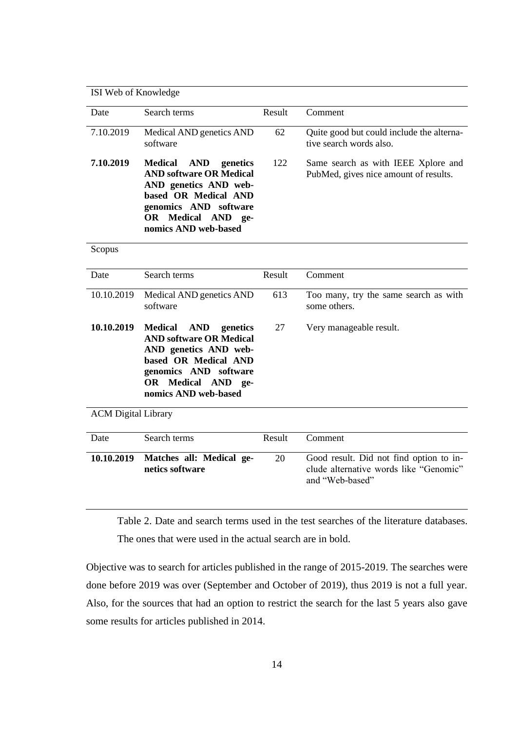ISI Web of Knowledge

| Date | Search terms | Result | Comment |
|---|---|---|---|
| 7.10.2019 | Medical AND genetics AND software | 62 | Quite good but could include the alternative search words also. |
| **7.10.2019** | **Medical AND genetics AND software OR Medical AND genetics AND web-based OR Medical AND genomics AND software OR Medical AND genomics AND web-based** | 122 | Same search as with IEEE Xplore and PubMed, gives nice amount of results. |

Scopus

| Date | Search terms | Result | Comment |
|---|---|---|---|
| 10.10.2019 | Medical AND genetics AND software | 613 | Too many, try the same search as with some others. |
| **10.10.2019** | **Medical AND genetics AND software OR Medical AND genetics AND web-based OR Medical AND genomics AND software OR Medical AND genomics AND web-based** | 27 | Very manageable result. |

ACM Digital Library

| Date | Search terms | Result | Comment |
|---|---|---|---|
| **10.10.2019** | **Matches all: Medical genetics software** | 20 | Good result. Did not find option to include alternative words like "Genomic" and "Web-based" |

Table 2. Date and search terms used in the test searches of the literature databases. The ones that were used in the actual search are in bold.

Objective was to search for articles published in the range of 2015-2019. The searches were done before 2019 was over (September and October of 2019), thus 2019 is not a full year. Also, for the sources that had an option to restrict the search for the last 5 years also gave some results for articles published in 2014.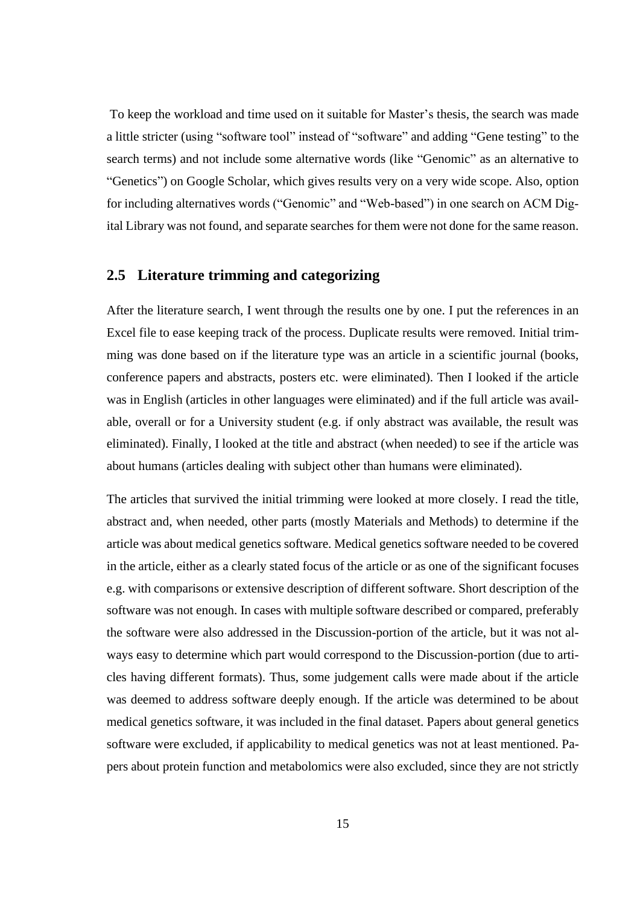To keep the workload and time used on it suitable for Master's thesis, the search was made a little stricter (using "software tool" instead of "software" and adding "Gene testing" to the search terms) and not include some alternative words (like "Genomic" as an alternative to "Genetics") on Google Scholar, which gives results very on a very wide scope. Also, option for including alternatives words ("Genomic" and "Web-based") in one search on ACM Digital Library was not found, and separate searches for them were not done for the same reason.

## 2.5 Literature trimming and categorizing

After the literature search, I went through the results one by one. I put the references in an Excel file to ease keeping track of the process. Duplicate results were removed. Initial trimming was done based on if the literature type was an article in a scientific journal (books, conference papers and abstracts, posters etc. were eliminated). Then I looked if the article was in English (articles in other languages were eliminated) and if the full article was available, overall or for a University student (e.g. if only abstract was available, the result was eliminated). Finally, I looked at the title and abstract (when needed) to see if the article was about humans (articles dealing with subject other than humans were eliminated).

The articles that survived the initial trimming were looked at more closely. I read the title, abstract and, when needed, other parts (mostly Materials and Methods) to determine if the article was about medical genetics software. Medical genetics software needed to be covered in the article, either as a clearly stated focus of the article or as one of the significant focuses e.g. with comparisons or extensive description of different software. Short description of the software was not enough. In cases with multiple software described or compared, preferably the software were also addressed in the Discussion-portion of the article, but it was not always easy to determine which part would correspond to the Discussion-portion (due to articles having different formats). Thus, some judgement calls were made about if the article was deemed to address software deeply enough. If the article was determined to be about medical genetics software, it was included in the final dataset. Papers about general genetics software were excluded, if applicability to medical genetics was not at least mentioned. Papers about protein function and metabolomics were also excluded, since they are not strictly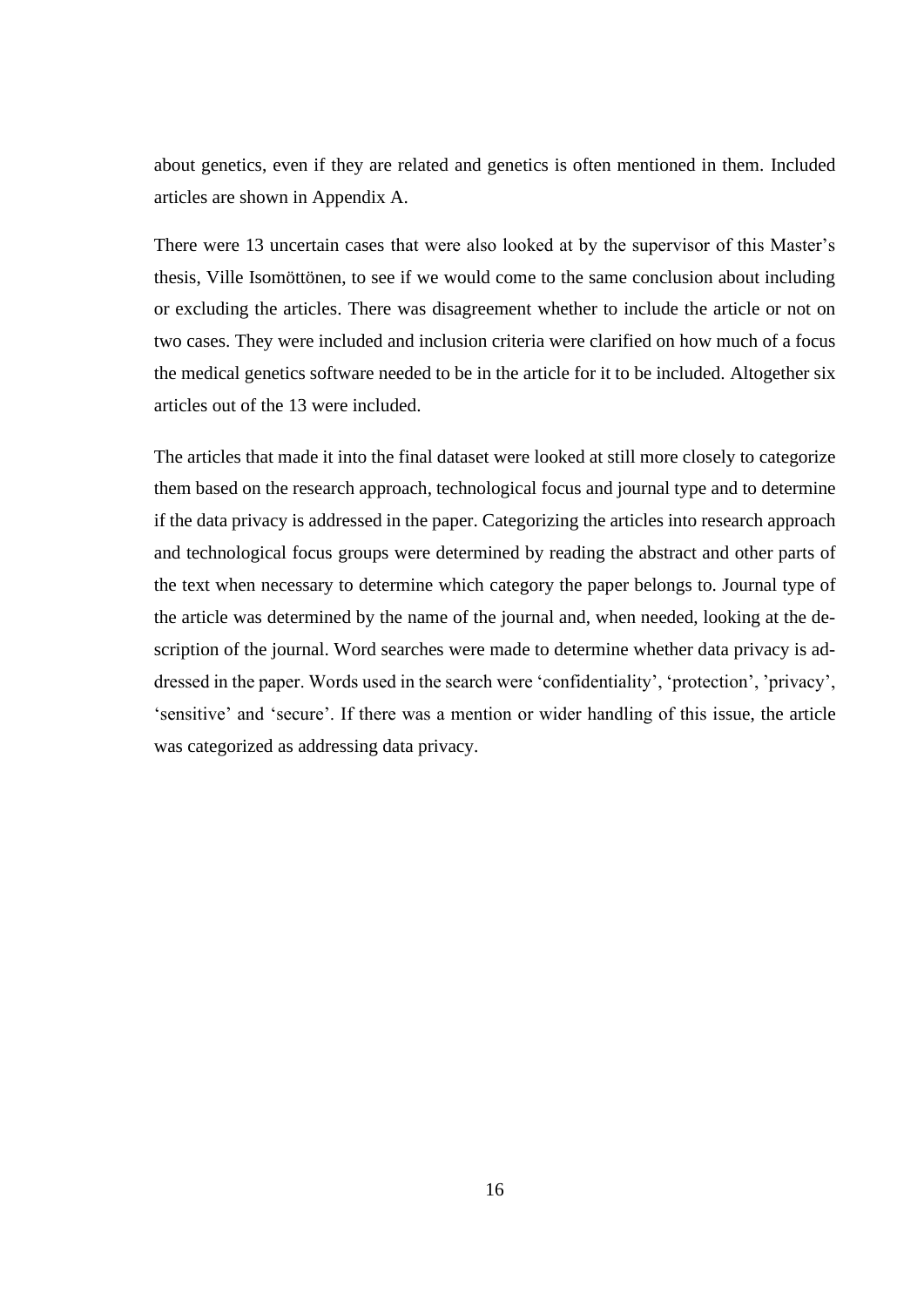about genetics, even if they are related and genetics is often mentioned in them. Included articles are shown in Appendix A.

There were 13 uncertain cases that were also looked at by the supervisor of this Master's thesis, Ville Isomöttönen, to see if we would come to the same conclusion about including or excluding the articles. There was disagreement whether to include the article or not on two cases. They were included and inclusion criteria were clarified on how much of a focus the medical genetics software needed to be in the article for it to be included. Altogether six articles out of the 13 were included.

The articles that made it into the final dataset were looked at still more closely to categorize them based on the research approach, technological focus and journal type and to determine if the data privacy is addressed in the paper. Categorizing the articles into research approach and technological focus groups were determined by reading the abstract and other parts of the text when necessary to determine which category the paper belongs to. Journal type of the article was determined by the name of the journal and, when needed, looking at the description of the journal. Word searches were made to determine whether data privacy is addressed in the paper. Words used in the search were 'confidentiality', 'protection', 'privacy', 'sensitive' and 'secure'. If there was a mention or wider handling of this issue, the article was categorized as addressing data privacy.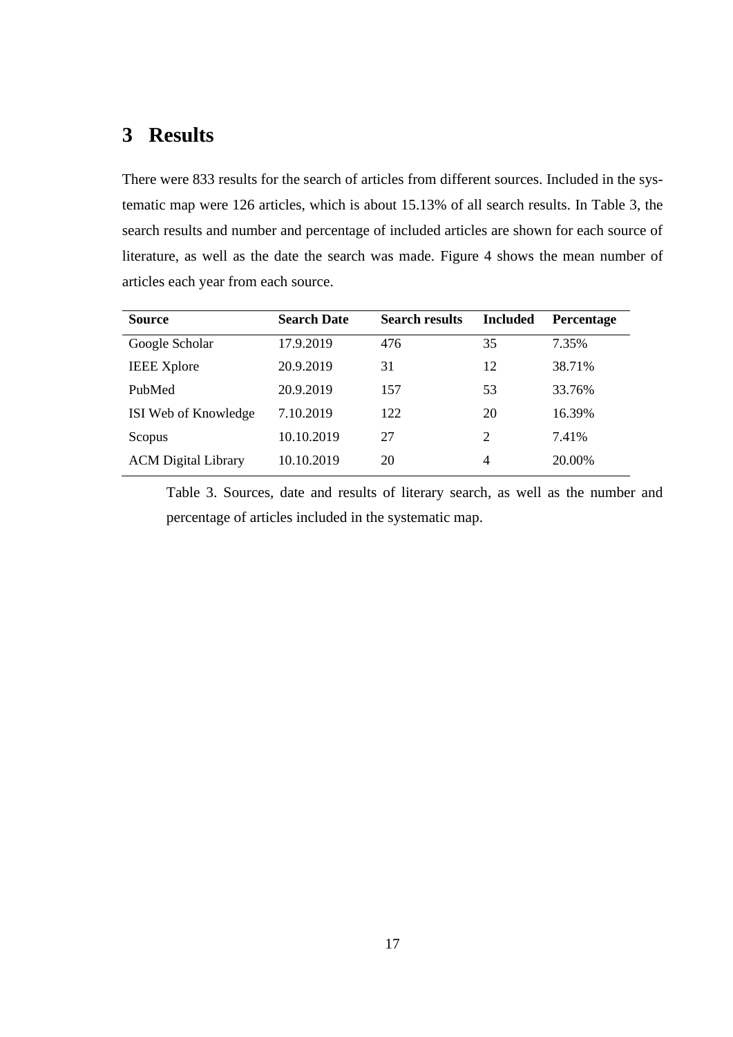# 3 Results

There were 833 results for the search of articles from different sources. Included in the systematic map were 126 articles, which is about 15.13% of all search results. In Table 3, the search results and number and percentage of included articles are shown for each source of literature, as well as the date the search was made. Figure 4 shows the mean number of articles each year from each source.

| Source | Search Date | Search results | Included | Percentage |
|---|---|---|---|---|
| Google Scholar | 17.9.2019 | 476 | 35 | 7.35% |
| IEEE Xplore | 20.9.2019 | 31 | 12 | 38.71% |
| PubMed | 20.9.2019 | 157 | 53 | 33.76% |
| ISI Web of Knowledge | 7.10.2019 | 122 | 20 | 16.39% |
| Scopus | 10.10.2019 | 27 | 2 | 7.41% |
| ACM Digital Library | 10.10.2019 | 20 | 4 | 20.00% |

Table 3. Sources, date and results of literary search, as well as the number and percentage of articles included in the systematic map.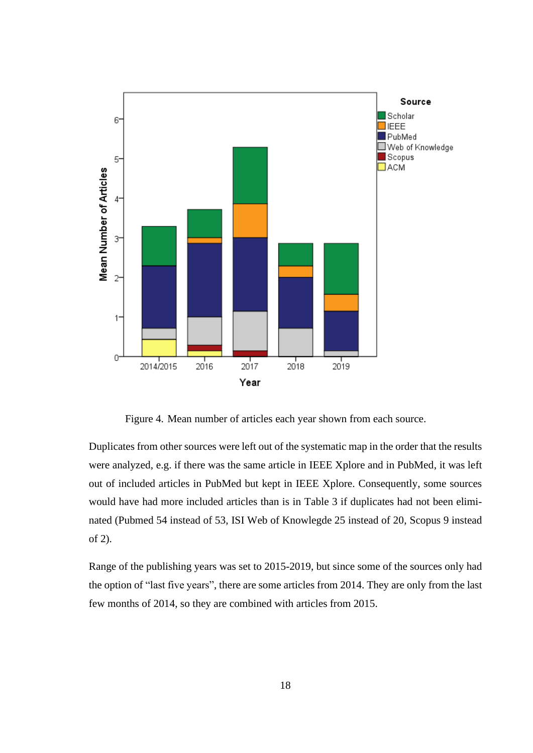Figure 4. Mean number of articles each year shown from each source.

Duplicates from other sources were left out of the systematic map in the order that the results were analyzed, e.g. if there was the same article in IEEE Xplore and in PubMed, it was left out of included articles in PubMed but kept in IEEE Xplore. Consequently, some sources would have had more included articles than is in Table 3 if duplicates had not been eliminated (Pubmed 54 instead of 53, ISI Web of Knowlegde 25 instead of 20, Scopus 9 instead of 2).

Range of the publishing years was set to 2015-2019, but since some of the sources only had the option of "last five years", there are some articles from 2014. They are only from the last few months of 2014, so they are combined with articles from 2015.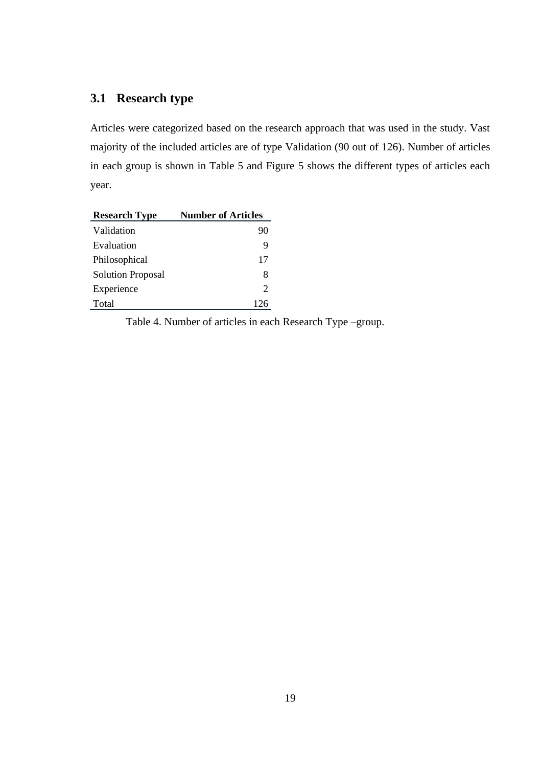## 3.1 Research type

Articles were categorized based on the research approach that was used in the study. Vast majority of the included articles are of type Validation (90 out of 126). Number of articles in each group is shown in Table 5 and Figure 5 shows the different types of articles each year.

| Research Type | Number of Articles |
|---|---:|
| Validation | 90 |
| Evaluation | 9 |
| Philosophical | 17 |
| Solution Proposal | 8 |
| Experience | 2 |
| Total | 126 |

Table 4. Number of articles in each Research Type –group.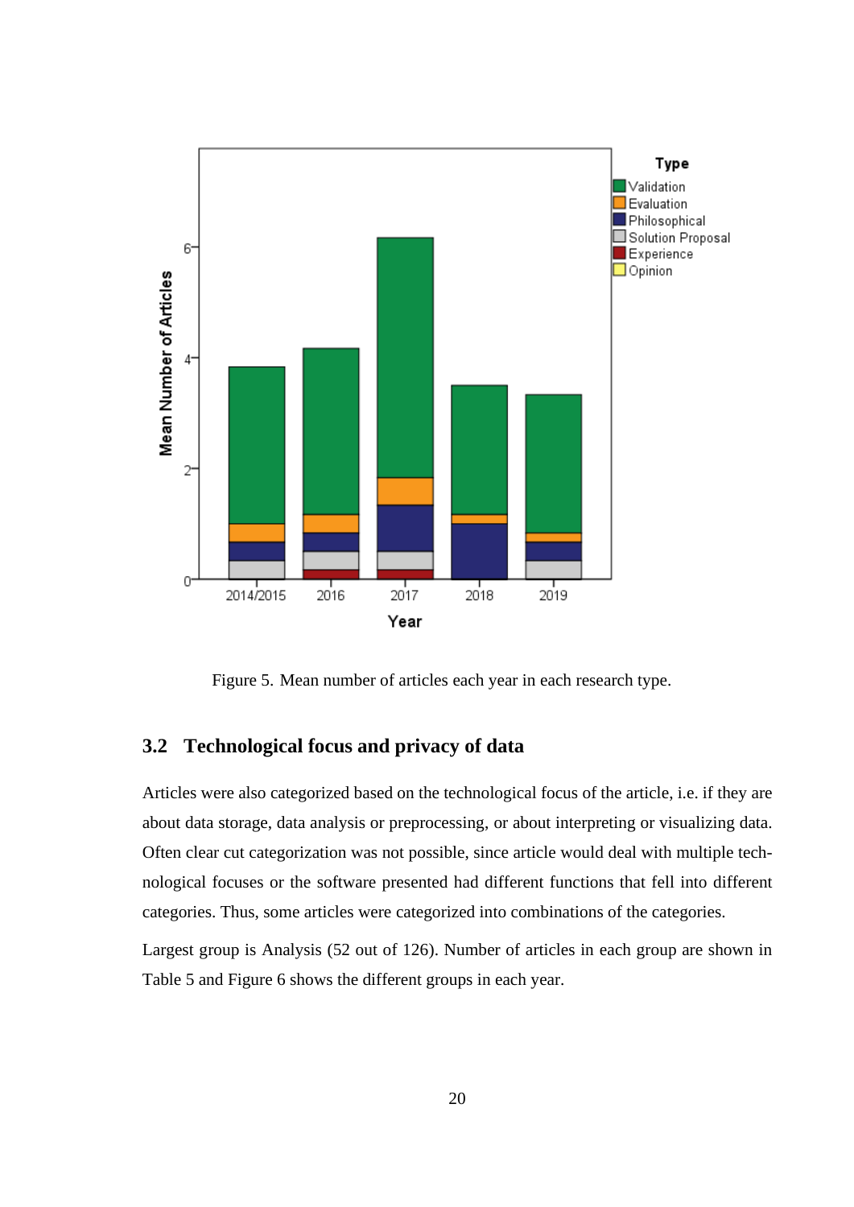Figure 5. Mean number of articles each year in each research type.

## 3.2 Technological focus and privacy of data

Articles were also categorized based on the technological focus of the article, i.e. if they are about data storage, data analysis or preprocessing, or about interpreting or visualizing data. Often clear cut categorization was not possible, since article would deal with multiple technological focuses or the software presented had different functions that fell into different categories. Thus, some articles were categorized into combinations of the categories.

Largest group is Analysis (52 out of 126). Number of articles in each group are shown in Table 5 and Figure 6 shows the different groups in each year.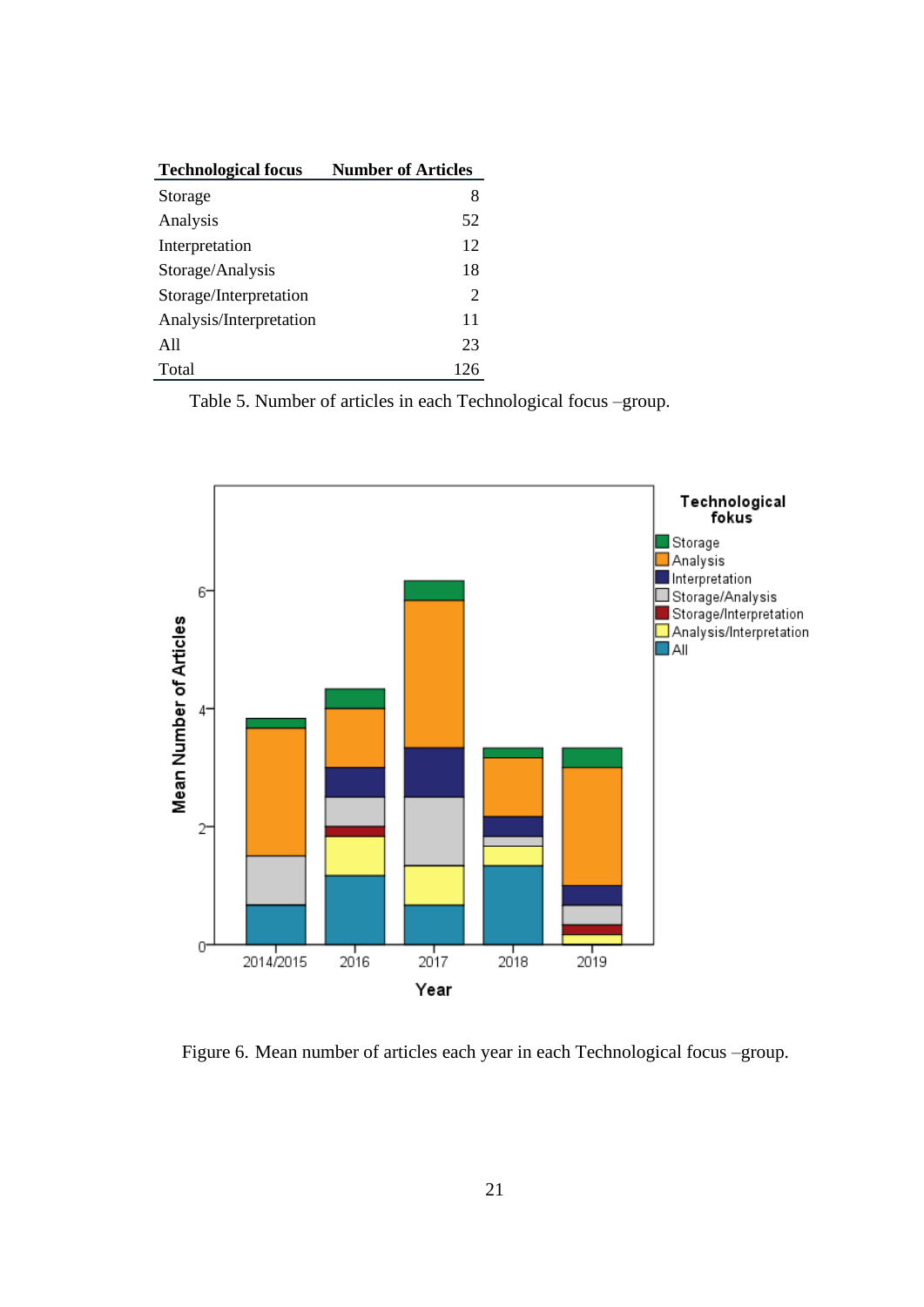| Technological focus | Number of Articles |
|---|---|
| Storage | 8 |
| Analysis | 52 |
| Interpretation | 12 |
| Storage/Analysis | 18 |
| Storage/Interpretation | 2 |
| Analysis/Interpretation | 11 |
| All | 23 |
| Total | 126 |

Table 5. Number of articles in each Technological focus –group.

Figure 6. Mean number of articles each year in each Technological focus –group.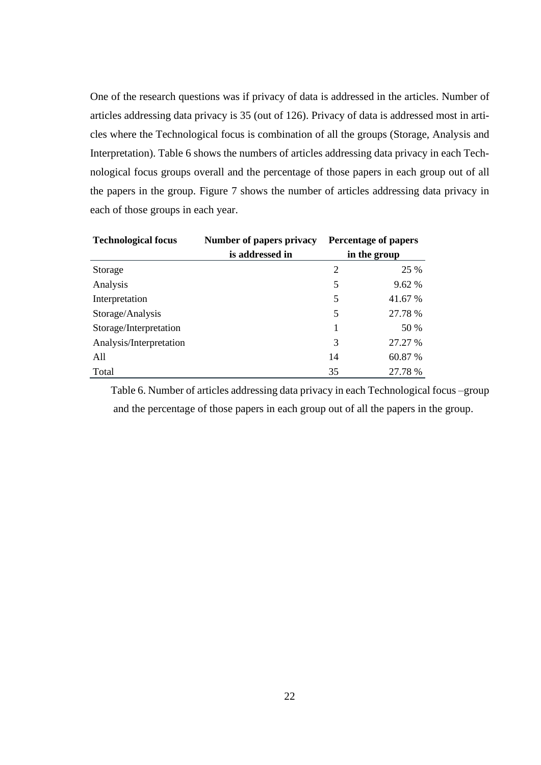One of the research questions was if privacy of data is addressed in the articles. Number of articles addressing data privacy is 35 (out of 126). Privacy of data is addressed most in articles where the Technological focus is combination of all the groups (Storage, Analysis and Interpretation). Table 6 shows the numbers of articles addressing data privacy in each Technological focus groups overall and the percentage of those papers in each group out of all the papers in the group. Figure 7 shows the number of articles addressing data privacy in each of those groups in each year.

| **Technological focus** | **Number of papers privacy is addressed in** | **Percentage of papers in the group** |
|---|---|---|
| Storage | 2 | 25 % |
| Analysis | 5 | 9.62 % |
| Interpretation | 5 | 41.67 % |
| Storage/Analysis | 5 | 27.78 % |
| Storage/Interpretation | 1 | 50 % |
| Analysis/Interpretation | 3 | 27.27 % |
| All | 14 | 60.87 % |
| Total | 35 | 27.78 % |

Table 6. Number of articles addressing data privacy in each Technological focus –group and the percentage of those papers in each group out of all the papers in the group.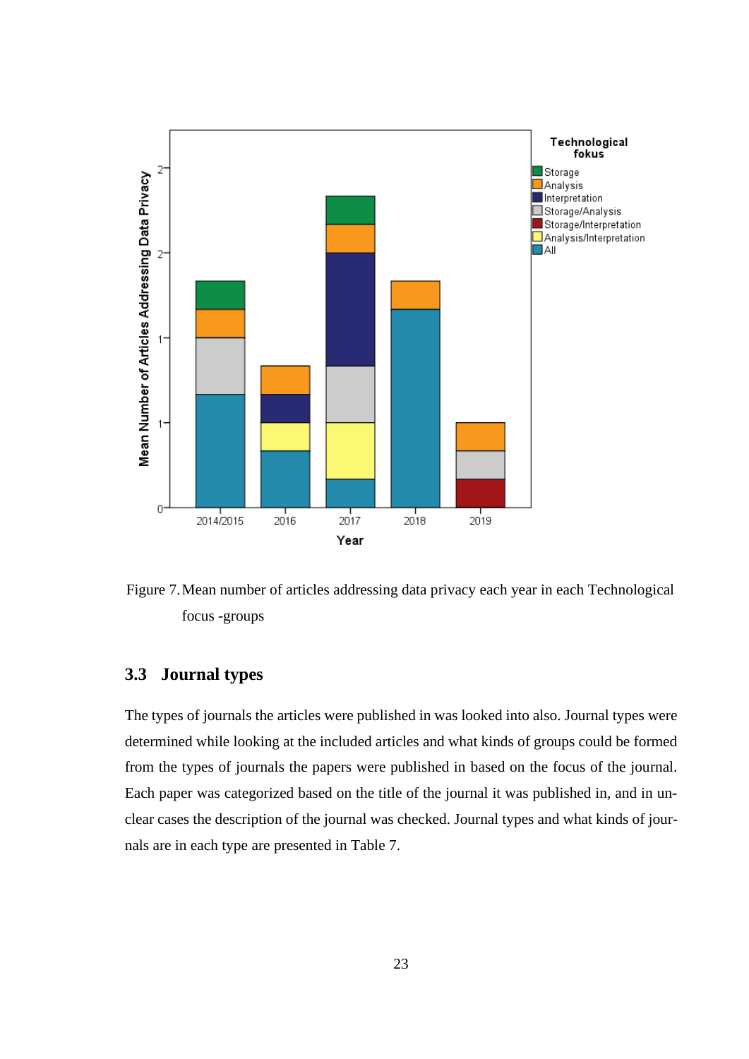Figure 7. Mean number of articles addressing data privacy each year in each Technological focus -groups

## 3.3 Journal types

The types of journals the articles were published in was looked into also. Journal types were determined while looking at the included articles and what kinds of groups could be formed from the types of journals the papers were published in based on the focus of the journal. Each paper was categorized based on the title of the journal it was published in, and in unclear cases the description of the journal was checked. Journal types and what kinds of journals are in each type are presented in Table 7.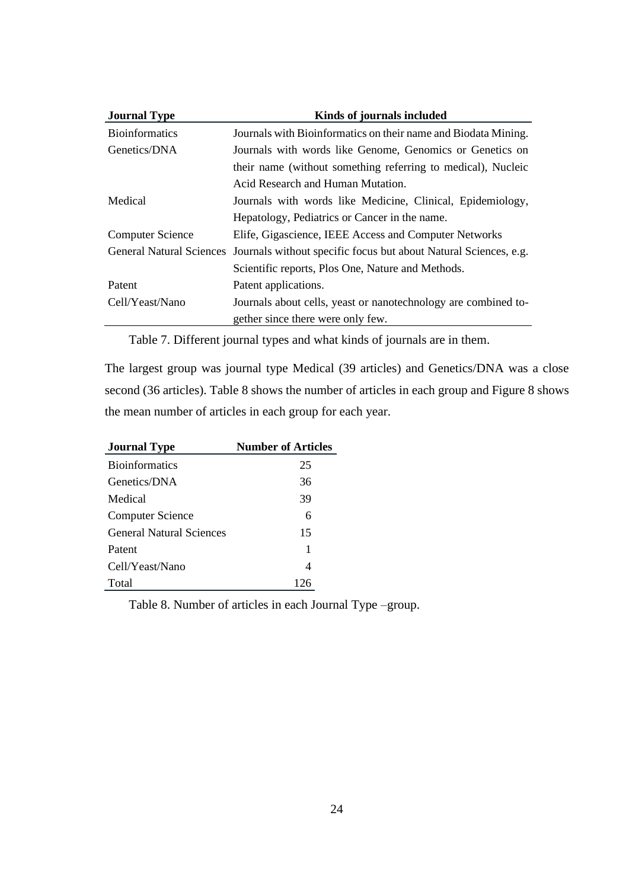| Journal Type | Kinds of journals included |
| --- | --- |
| Bioinformatics | Journals with Bioinformatics on their name and Biodata Mining. |
| Genetics/DNA | Journals with words like Genome, Genomics or Genetics on their name (without something referring to medical), Nucleic Acid Research and Human Mutation. |
| Medical | Journals with words like Medicine, Clinical, Epidemiology, Hepatology, Pediatrics or Cancer in the name. |
| Computer Science | Elife, Gigascience, IEEE Access and Computer Networks |
| General Natural Sciences | Journals without specific focus but about Natural Sciences, e.g. Scientific reports, Plos One, Nature and Methods. |
| Patent | Patent applications. |
| Cell/Yeast/Nano | Journals about cells, yeast or nanotechnology are combined together since there were only few. |

Table 7. Different journal types and what kinds of journals are in them.

The largest group was journal type Medical (39 articles) and Genetics/DNA was a close second (36 articles). Table 8 shows the number of articles in each group and Figure 8 shows the mean number of articles in each group for each year.

| Journal Type | Number of Articles |
| --- | --- |
| Bioinformatics | 25 |
| Genetics/DNA | 36 |
| Medical | 39 |
| Computer Science | 6 |
| General Natural Sciences | 15 |
| Patent | 1 |
| Cell/Yeast/Nano | 4 |
| Total | 126 |

Table 8. Number of articles in each Journal Type –group.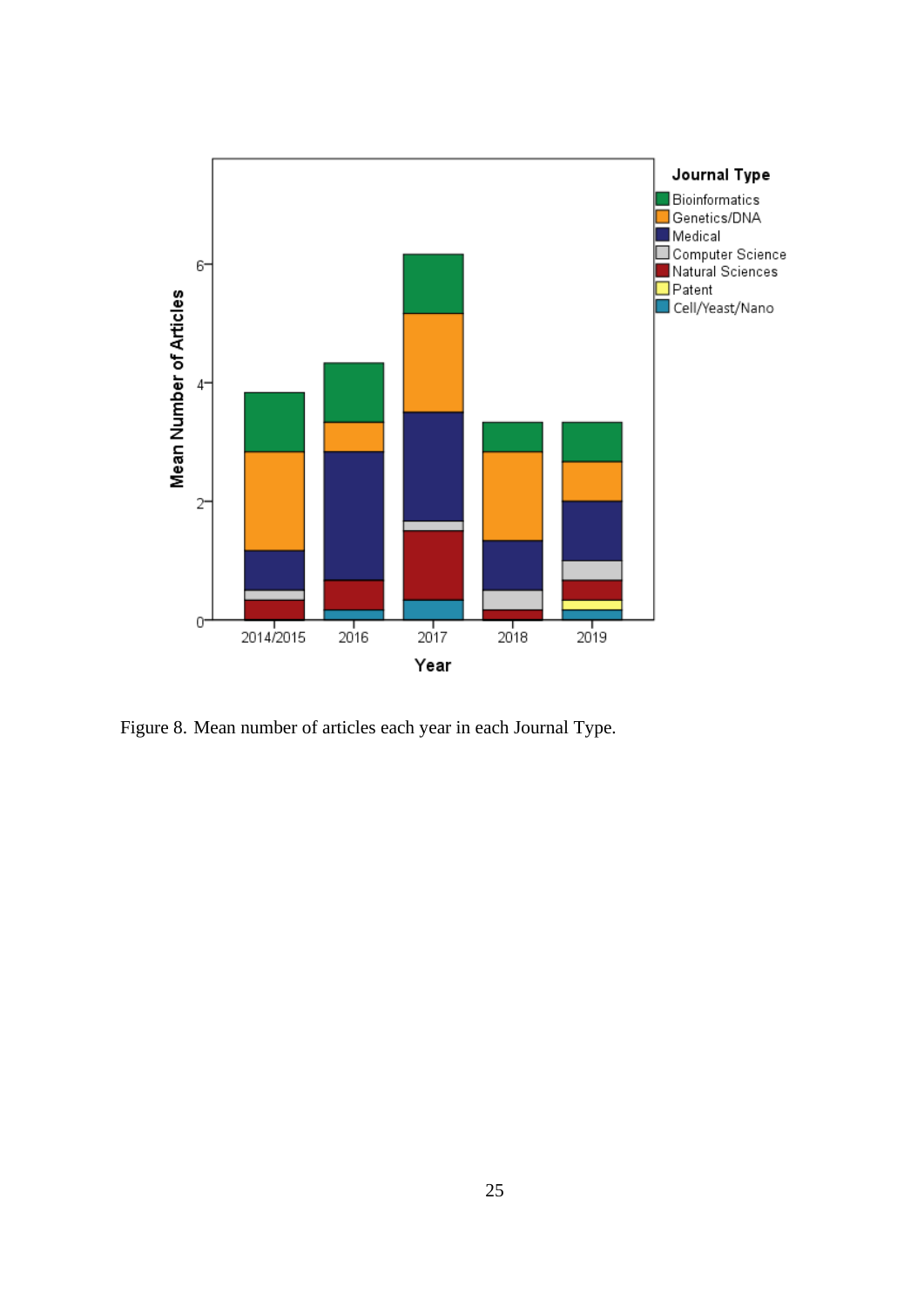Figure 8. Mean number of articles each year in each Journal Type.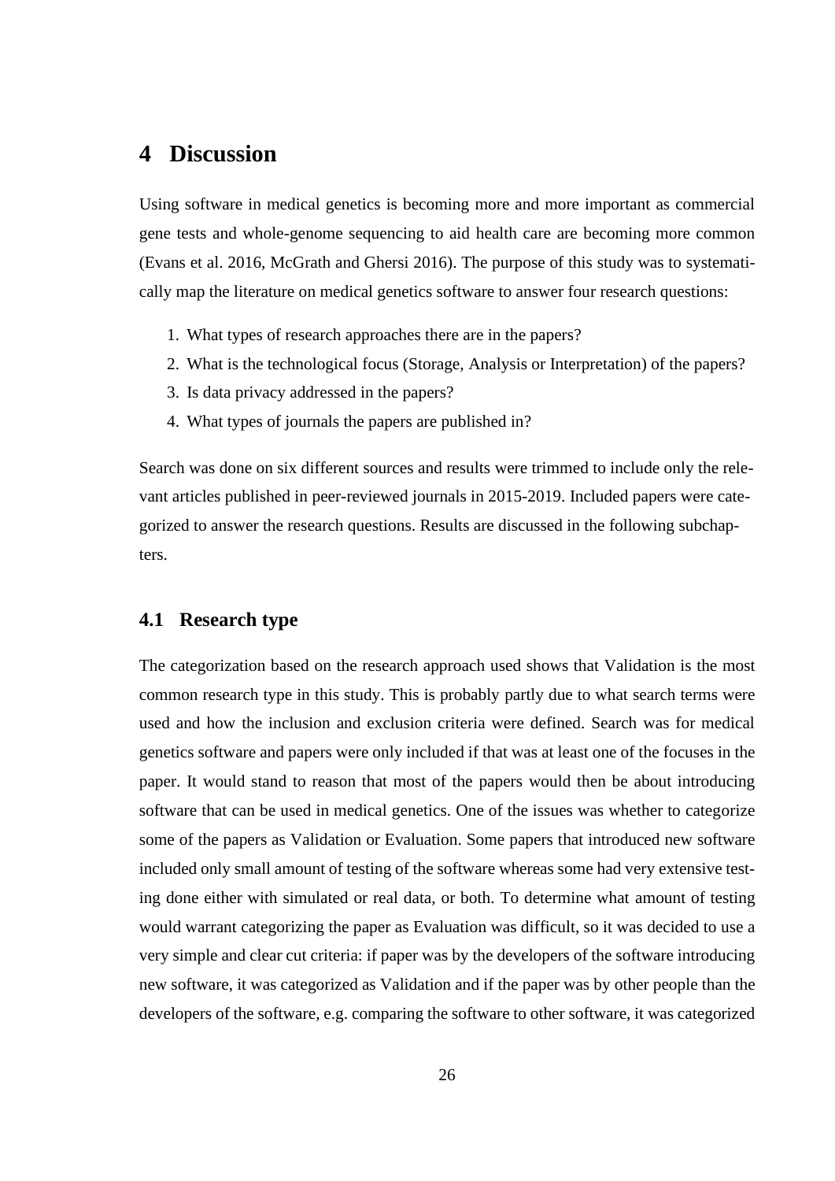# 4 Discussion

Using software in medical genetics is becoming more and more important as commercial gene tests and whole-genome sequencing to aid health care are becoming more common (Evans et al. 2016, McGrath and Ghersi 2016). The purpose of this study was to systematically map the literature on medical genetics software to answer four research questions:

1. What types of research approaches there are in the papers?
2. What is the technological focus (Storage, Analysis or Interpretation) of the papers?
3. Is data privacy addressed in the papers?
4. What types of journals the papers are published in?

Search was done on six different sources and results were trimmed to include only the relevant articles published in peer-reviewed journals in 2015-2019. Included papers were categorized to answer the research questions. Results are discussed in the following subchapters.

## 4.1 Research type

The categorization based on the research approach used shows that Validation is the most common research type in this study. This is probably partly due to what search terms were used and how the inclusion and exclusion criteria were defined. Search was for medical genetics software and papers were only included if that was at least one of the focuses in the paper. It would stand to reason that most of the papers would then be about introducing software that can be used in medical genetics. One of the issues was whether to categorize some of the papers as Validation or Evaluation. Some papers that introduced new software included only small amount of testing of the software whereas some had very extensive testing done either with simulated or real data, or both. To determine what amount of testing would warrant categorizing the paper as Evaluation was difficult, so it was decided to use a very simple and clear cut criteria: if paper was by the developers of the software introducing new software, it was categorized as Validation and if the paper was by other people than the developers of the software, e.g. comparing the software to other software, it was categorized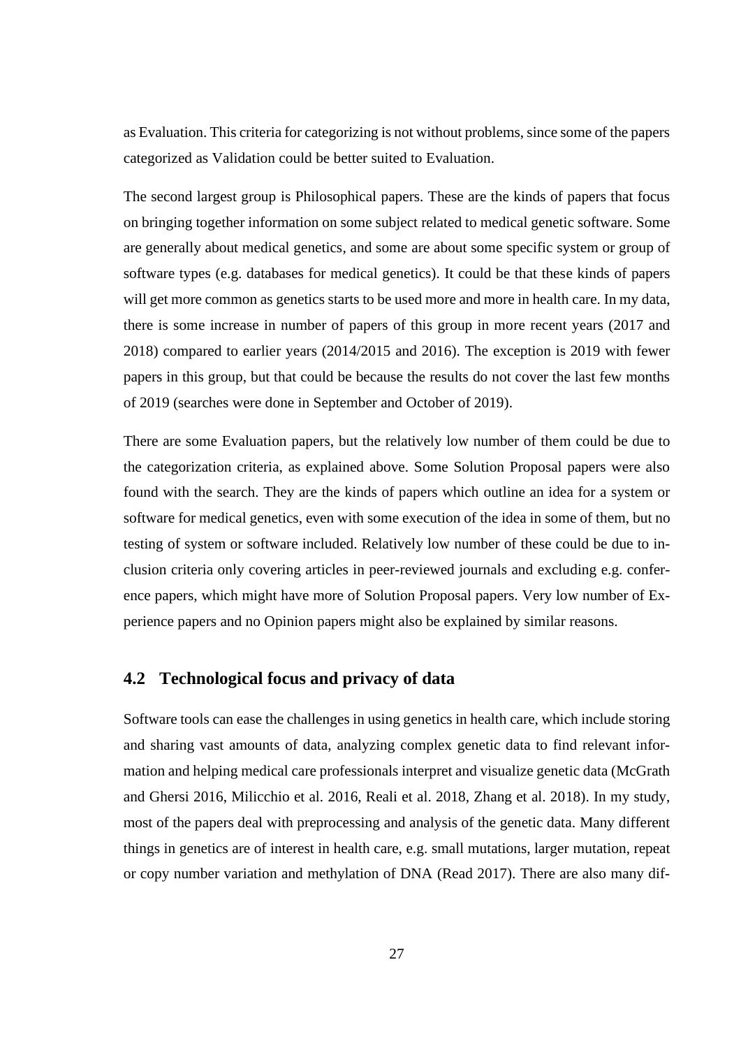as Evaluation. This criteria for categorizing is not without problems, since some of the papers categorized as Validation could be better suited to Evaluation.

The second largest group is Philosophical papers. These are the kinds of papers that focus on bringing together information on some subject related to medical genetic software. Some are generally about medical genetics, and some are about some specific system or group of software types (e.g. databases for medical genetics). It could be that these kinds of papers will get more common as genetics starts to be used more and more in health care. In my data, there is some increase in number of papers of this group in more recent years (2017 and 2018) compared to earlier years (2014/2015 and 2016). The exception is 2019 with fewer papers in this group, but that could be because the results do not cover the last few months of 2019 (searches were done in September and October of 2019).

There are some Evaluation papers, but the relatively low number of them could be due to the categorization criteria, as explained above. Some Solution Proposal papers were also found with the search. They are the kinds of papers which outline an idea for a system or software for medical genetics, even with some execution of the idea in some of them, but no testing of system or software included. Relatively low number of these could be due to inclusion criteria only covering articles in peer-reviewed journals and excluding e.g. conference papers, which might have more of Solution Proposal papers. Very low number of Experience papers and no Opinion papers might also be explained by similar reasons.

## 4.2 Technological focus and privacy of data

Software tools can ease the challenges in using genetics in health care, which include storing and sharing vast amounts of data, analyzing complex genetic data to find relevant information and helping medical care professionals interpret and visualize genetic data (McGrath and Ghersi 2016, Milicchio et al. 2016, Reali et al. 2018, Zhang et al. 2018). In my study, most of the papers deal with preprocessing and analysis of the genetic data. Many different things in genetics are of interest in health care, e.g. small mutations, larger mutation, repeat or copy number variation and methylation of DNA (Read 2017). There are also many dif-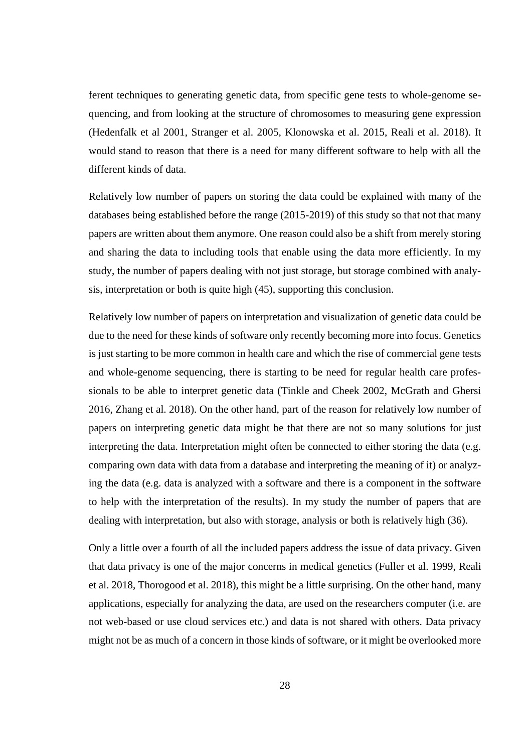ferent techniques to generating genetic data, from specific gene tests to whole-genome sequencing, and from looking at the structure of chromosomes to measuring gene expression (Hedenfalk et al 2001, Stranger et al. 2005, Klonowska et al. 2015, Reali et al. 2018). It would stand to reason that there is a need for many different software to help with all the different kinds of data.

Relatively low number of papers on storing the data could be explained with many of the databases being established before the range (2015-2019) of this study so that not that many papers are written about them anymore. One reason could also be a shift from merely storing and sharing the data to including tools that enable using the data more efficiently. In my study, the number of papers dealing with not just storage, but storage combined with analysis, interpretation or both is quite high (45), supporting this conclusion.

Relatively low number of papers on interpretation and visualization of genetic data could be due to the need for these kinds of software only recently becoming more into focus. Genetics is just starting to be more common in health care and which the rise of commercial gene tests and whole-genome sequencing, there is starting to be need for regular health care professionals to be able to interpret genetic data (Tinkle and Cheek 2002, McGrath and Ghersi 2016, Zhang et al. 2018). On the other hand, part of the reason for relatively low number of papers on interpreting genetic data might be that there are not so many solutions for just interpreting the data. Interpretation might often be connected to either storing the data (e.g. comparing own data with data from a database and interpreting the meaning of it) or analyzing the data (e.g. data is analyzed with a software and there is a component in the software to help with the interpretation of the results). In my study the number of papers that are dealing with interpretation, but also with storage, analysis or both is relatively high (36).

Only a little over a fourth of all the included papers address the issue of data privacy. Given that data privacy is one of the major concerns in medical genetics (Fuller et al. 1999, Reali et al. 2018, Thorogood et al. 2018), this might be a little surprising. On the other hand, many applications, especially for analyzing the data, are used on the researchers computer (i.e. are not web-based or use cloud services etc.) and data is not shared with others. Data privacy might not be as much of a concern in those kinds of software, or it might be overlooked more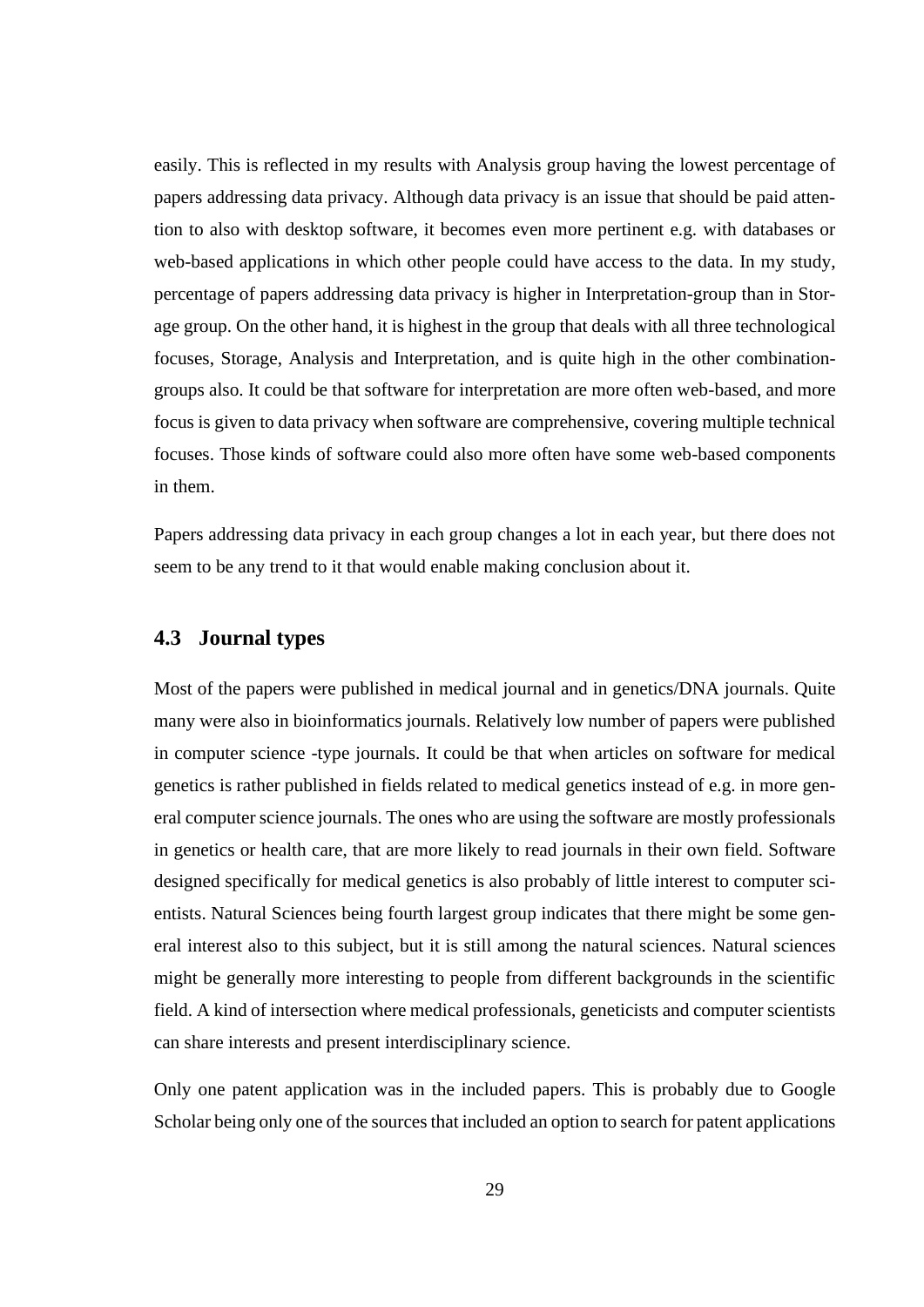easily. This is reflected in my results with Analysis group having the lowest percentage of papers addressing data privacy. Although data privacy is an issue that should be paid attention to also with desktop software, it becomes even more pertinent e.g. with databases or web-based applications in which other people could have access to the data. In my study, percentage of papers addressing data privacy is higher in Interpretation-group than in Storage group. On the other hand, it is highest in the group that deals with all three technological focuses, Storage, Analysis and Interpretation, and is quite high in the other combination-groups also. It could be that software for interpretation are more often web-based, and more focus is given to data privacy when software are comprehensive, covering multiple technical focuses. Those kinds of software could also more often have some web-based components in them.

Papers addressing data privacy in each group changes a lot in each year, but there does not seem to be any trend to it that would enable making conclusion about it.

## 4.3 Journal types

Most of the papers were published in medical journal and in genetics/DNA journals. Quite many were also in bioinformatics journals. Relatively low number of papers were published in computer science -type journals. It could be that when articles on software for medical genetics is rather published in fields related to medical genetics instead of e.g. in more general computer science journals. The ones who are using the software are mostly professionals in genetics or health care, that are more likely to read journals in their own field. Software designed specifically for medical genetics is also probably of little interest to computer scientists. Natural Sciences being fourth largest group indicates that there might be some general interest also to this subject, but it is still among the natural sciences. Natural sciences might be generally more interesting to people from different backgrounds in the scientific field. A kind of intersection where medical professionals, geneticists and computer scientists can share interests and present interdisciplinary science.

Only one patent application was in the included papers. This is probably due to Google Scholar being only one of the sources that included an option to search for patent applications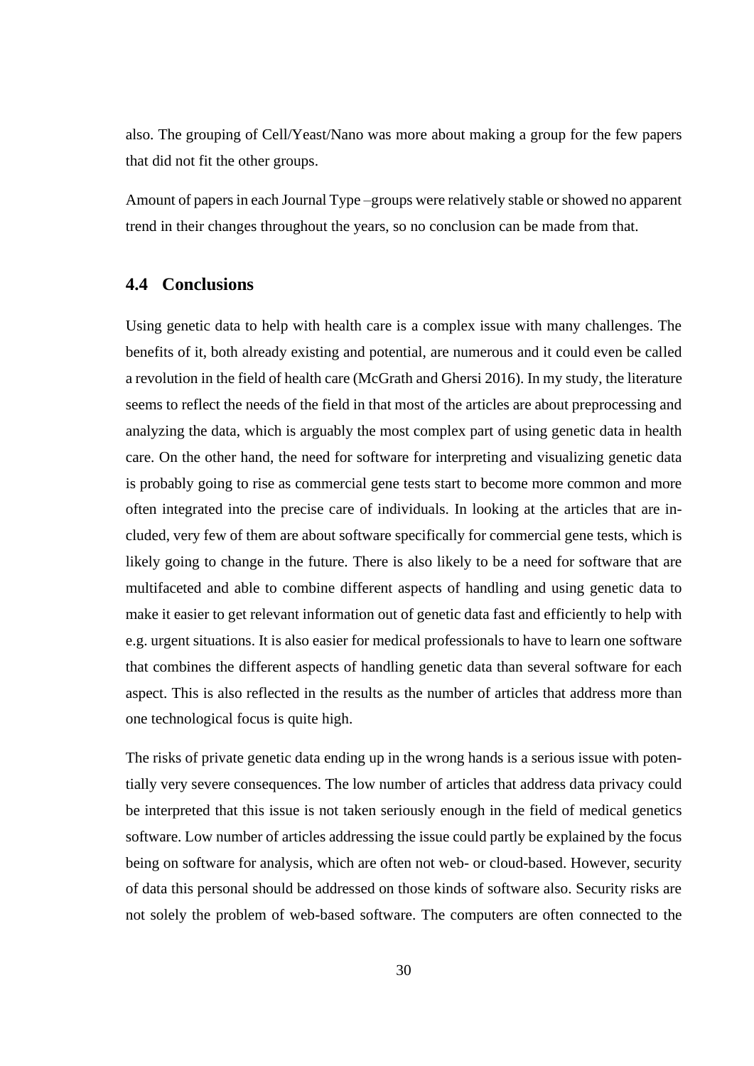also. The grouping of Cell/Yeast/Nano was more about making a group for the few papers that did not fit the other groups.

Amount of papers in each Journal Type –groups were relatively stable or showed no apparent trend in their changes throughout the years, so no conclusion can be made from that.

## 4.4 Conclusions

Using genetic data to help with health care is a complex issue with many challenges. The benefits of it, both already existing and potential, are numerous and it could even be called a revolution in the field of health care (McGrath and Ghersi 2016). In my study, the literature seems to reflect the needs of the field in that most of the articles are about preprocessing and analyzing the data, which is arguably the most complex part of using genetic data in health care. On the other hand, the need for software for interpreting and visualizing genetic data is probably going to rise as commercial gene tests start to become more common and more often integrated into the precise care of individuals. In looking at the articles that are included, very few of them are about software specifically for commercial gene tests, which is likely going to change in the future. There is also likely to be a need for software that are multifaceted and able to combine different aspects of handling and using genetic data to make it easier to get relevant information out of genetic data fast and efficiently to help with e.g. urgent situations. It is also easier for medical professionals to have to learn one software that combines the different aspects of handling genetic data than several software for each aspect. This is also reflected in the results as the number of articles that address more than one technological focus is quite high.

The risks of private genetic data ending up in the wrong hands is a serious issue with potentially very severe consequences. The low number of articles that address data privacy could be interpreted that this issue is not taken seriously enough in the field of medical genetics software. Low number of articles addressing the issue could partly be explained by the focus being on software for analysis, which are often not web- or cloud-based. However, security of data this personal should be addressed on those kinds of software also. Security risks are not solely the problem of web-based software. The computers are often connected to the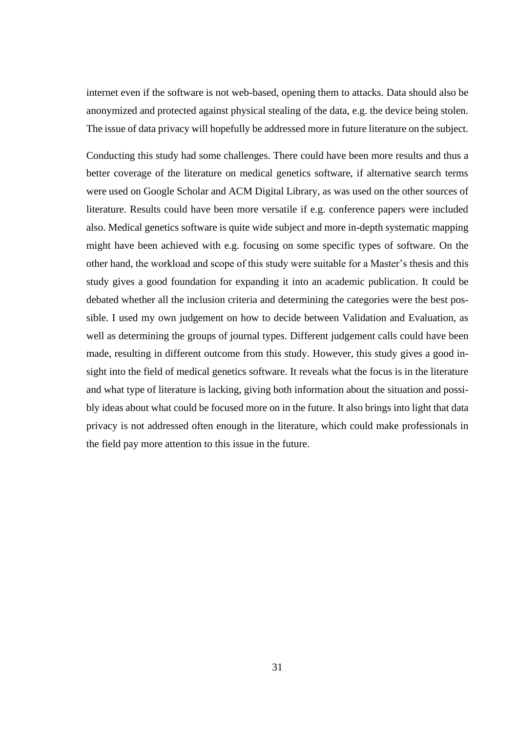internet even if the software is not web-based, opening them to attacks. Data should also be anonymized and protected against physical stealing of the data, e.g. the device being stolen. The issue of data privacy will hopefully be addressed more in future literature on the subject.

Conducting this study had some challenges. There could have been more results and thus a better coverage of the literature on medical genetics software, if alternative search terms were used on Google Scholar and ACM Digital Library, as was used on the other sources of literature. Results could have been more versatile if e.g. conference papers were included also. Medical genetics software is quite wide subject and more in-depth systematic mapping might have been achieved with e.g. focusing on some specific types of software. On the other hand, the workload and scope of this study were suitable for a Master's thesis and this study gives a good foundation for expanding it into an academic publication. It could be debated whether all the inclusion criteria and determining the categories were the best possible. I used my own judgement on how to decide between Validation and Evaluation, as well as determining the groups of journal types. Different judgement calls could have been made, resulting in different outcome from this study. However, this study gives a good insight into the field of medical genetics software. It reveals what the focus is in the literature and what type of literature is lacking, giving both information about the situation and possibly ideas about what could be focused more on in the future. It also brings into light that data privacy is not addressed often enough in the literature, which could make professionals in the field pay more attention to this issue in the future.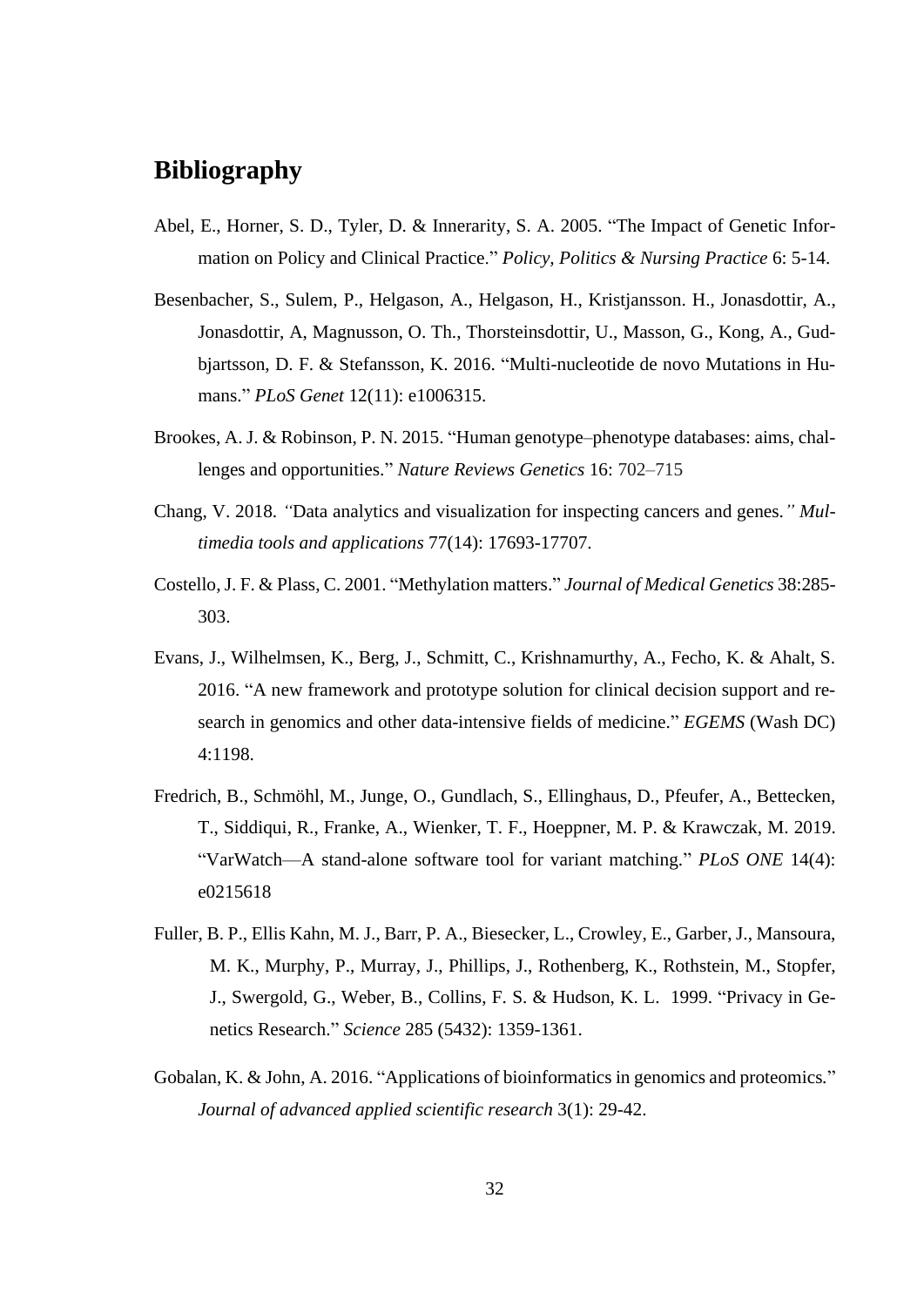## Bibliography

Abel, E., Horner, S. D., Tyler, D. & Innerarity, S. A. 2005. "The Impact of Genetic Information on Policy and Clinical Practice." *Policy, Politics & Nursing Practice* 6: 5-14.

Besenbacher, S., Sulem, P., Helgason, A., Helgason, H., Kristjansson. H., Jonasdottir, A., Jonasdottir, A, Magnusson, O. Th., Thorsteinsdottir, U., Masson, G., Kong, A., Gudbjartsson, D. F. & Stefansson, K. 2016. "Multi-nucleotide de novo Mutations in Humans." *PLoS Genet* 12(11): e1006315.

Brookes, A. J. & Robinson, P. N. 2015. "Human genotype–phenotype databases: aims, challenges and opportunities." *Nature Reviews Genetics* 16: 702–715

Chang, V. 2018. "Data analytics and visualization for inspecting cancers and genes." *Multimedia tools and applications* 77(14): 17693-17707.

Costello, J. F. & Plass, C. 2001. "Methylation matters." *Journal of Medical Genetics* 38:285-303.

Evans, J., Wilhelmsen, K., Berg, J., Schmitt, C., Krishnamurthy, A., Fecho, K. & Ahalt, S. 2016. "A new framework and prototype solution for clinical decision support and research in genomics and other data-intensive fields of medicine." *EGEMS* (Wash DC) 4:1198.

Fredrich, B., Schmöhl, M., Junge, O., Gundlach, S., Ellinghaus, D., Pfeufer, A., Bettecken, T., Siddiqui, R., Franke, A., Wienker, T. F., Hoeppner, M. P. & Krawczak, M. 2019. "VarWatch—A stand-alone software tool for variant matching." *PLoS ONE* 14(4): e0215618

Fuller, B. P., Ellis Kahn, M. J., Barr, P. A., Biesecker, L., Crowley, E., Garber, J., Mansoura, M. K., Murphy, P., Murray, J., Phillips, J., Rothenberg, K., Rothstein, M., Stopfer, J., Swergold, G., Weber, B., Collins, F. S. & Hudson, K. L. 1999. "Privacy in Genetics Research." *Science* 285 (5432): 1359-1361.

Gobalan, K. & John, A. 2016. "Applications of bioinformatics in genomics and proteomics." *Journal of advanced applied scientific research* 3(1): 29-42.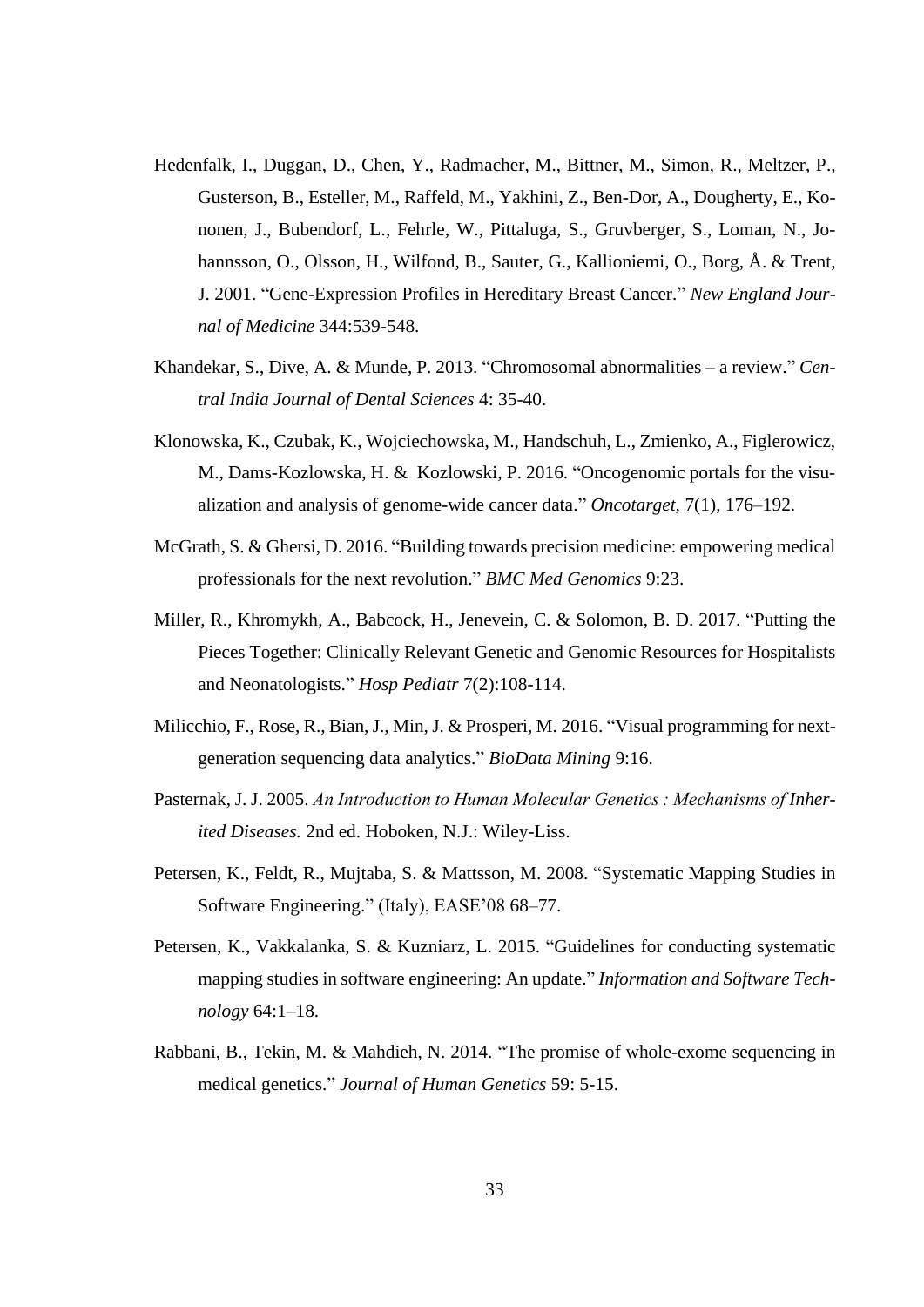Hedenfalk, I., Duggan, D., Chen, Y., Radmacher, M., Bittner, M., Simon, R., Meltzer, P., Gusterson, B., Esteller, M., Raffeld, M., Yakhini, Z., Ben-Dor, A., Dougherty, E., Kononen, J., Bubendorf, L., Fehrle, W., Pittaluga, S., Gruvberger, S., Loman, N., Johannsson, O., Olsson, H., Wilfond, B., Sauter, G., Kallioniemi, O., Borg, Å. & Trent, J. 2001. "Gene-Expression Profiles in Hereditary Breast Cancer." *New England Journal of Medicine* 344:539-548.

Khandekar, S., Dive, A. & Munde, P. 2013. "Chromosomal abnormalities – a review." *Central India Journal of Dental Sciences* 4: 35-40.

Klonowska, K., Czubak, K., Wojciechowska, M., Handschuh, L., Zmienko, A., Figlerowicz, M., Dams-Kozlowska, H. & Kozlowski, P. 2016. "Oncogenomic portals for the visualization and analysis of genome-wide cancer data." *Oncotarget*, 7(1), 176–192.

McGrath, S. & Ghersi, D. 2016. "Building towards precision medicine: empowering medical professionals for the next revolution." *BMC Med Genomics* 9:23.

Miller, R., Khromykh, A., Babcock, H., Jenevein, C. & Solomon, B. D. 2017. "Putting the Pieces Together: Clinically Relevant Genetic and Genomic Resources for Hospitalists and Neonatologists." *Hosp Pediatr* 7(2):108-114.

Milicchio, F., Rose, R., Bian, J., Min, J. & Prosperi, M. 2016. "Visual programming for next-generation sequencing data analytics." *BioData Mining* 9:16.

Pasternak, J. J. 2005. *An Introduction to Human Molecular Genetics : Mechanisms of Inherited Diseases.* 2nd ed. Hoboken, N.J.: Wiley-Liss.

Petersen, K., Feldt, R., Mujtaba, S. & Mattsson, M. 2008. "Systematic Mapping Studies in Software Engineering." (Italy), EASE'08 68–77.

Petersen, K., Vakkalanka, S. & Kuzniarz, L. 2015. "Guidelines for conducting systematic mapping studies in software engineering: An update." *Information and Software Technology* 64:1–18.

Rabbani, B., Tekin, M. & Mahdieh, N. 2014. "The promise of whole-exome sequencing in medical genetics." *Journal of Human Genetics* 59: 5-15.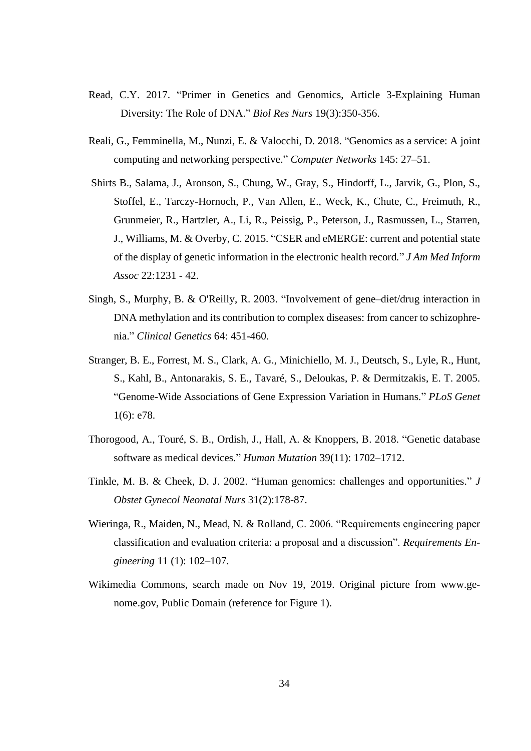Read, C.Y. 2017. "Primer in Genetics and Genomics, Article 3-Explaining Human Diversity: The Role of DNA." *Biol Res Nurs* 19(3):350-356.

Reali, G., Femminella, M., Nunzi, E. & Valocchi, D. 2018. "Genomics as a service: A joint computing and networking perspective." *Computer Networks* 145: 27–51.

Shirts B., Salama, J., Aronson, S., Chung, W., Gray, S., Hindorff, L., Jarvik, G., Plon, S., Stoffel, E., Tarczy-Hornoch, P., Van Allen, E., Weck, K., Chute, C., Freimuth, R., Grunmeier, R., Hartzler, A., Li, R., Peissig, P., Peterson, J., Rasmussen, L., Starren, J., Williams, M. & Overby, C. 2015. "CSER and eMERGE: current and potential state of the display of genetic information in the electronic health record." *J Am Med Inform Assoc* 22:1231 - 42.

Singh, S., Murphy, B. & O'Reilly, R. 2003. "Involvement of gene–diet/drug interaction in DNA methylation and its contribution to complex diseases: from cancer to schizophrenia." *Clinical Genetics* 64: 451-460.

Stranger, B. E., Forrest, M. S., Clark, A. G., Minichiello, M. J., Deutsch, S., Lyle, R., Hunt, S., Kahl, B., Antonarakis, S. E., Tavaré, S., Deloukas, P. & Dermitzakis, E. T. 2005. "Genome-Wide Associations of Gene Expression Variation in Humans." *PLoS Genet* 1(6): e78.

Thorogood, A., Touré, S. B., Ordish, J., Hall, A. & Knoppers, B. 2018. "Genetic database software as medical devices." *Human Mutation* 39(11): 1702–1712.

Tinkle, M. B. & Cheek, D. J. 2002. "Human genomics: challenges and opportunities." *J Obstet Gynecol Neonatal Nurs* 31(2):178-87.

Wieringa, R., Maiden, N., Mead, N. & Rolland, C. 2006. "Requirements engineering paper classification and evaluation criteria: a proposal and a discussion". *Requirements Engineering* 11 (1): 102–107.

Wikimedia Commons, search made on Nov 19, 2019. Original picture from www.genome.gov, Public Domain (reference for Figure 1).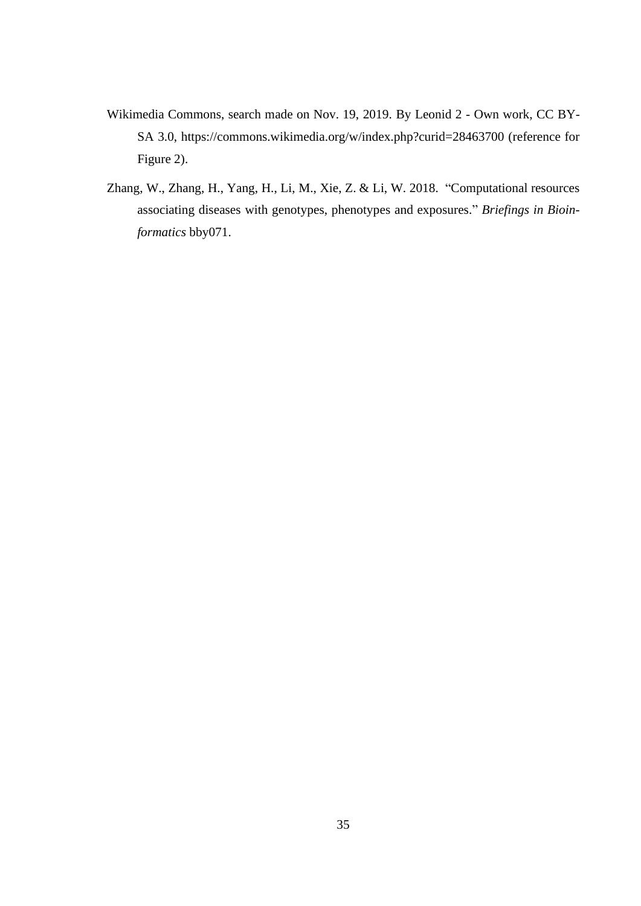Wikimedia Commons, search made on Nov. 19, 2019. By Leonid 2 - Own work, CC BY-SA 3.0, https://commons.wikimedia.org/w/index.php?curid=28463700 (reference for Figure 2).

Zhang, W., Zhang, H., Yang, H., Li, M., Xie, Z. & Li, W. 2018. "Computational resources associating diseases with genotypes, phenotypes and exposures." *Briefings in Bioinformatics* bby071.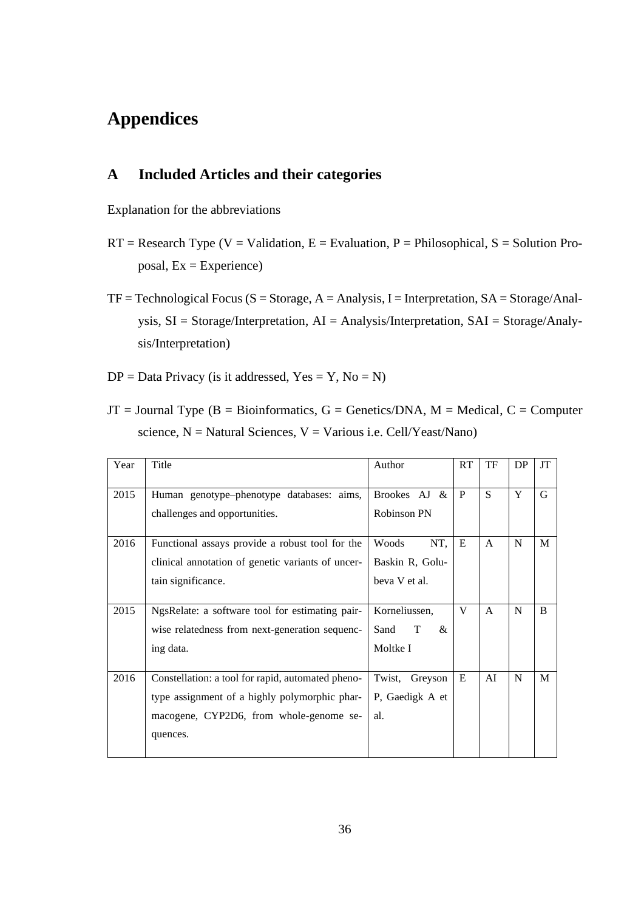# Appendices

## A Included Articles and their categories

Explanation for the abbreviations

RT = Research Type (V = Validation, E = Evaluation, P = Philosophical, S = Solution Proposal, Ex = Experience)

TF = Technological Focus (S = Storage, A = Analysis, I = Interpretation, SA = Storage/Analysis, SI = Storage/Interpretation, AI = Analysis/Interpretation, SAI = Storage/Analysis/Interpretation)

DP = Data Privacy (is it addressed, Yes = Y, No = N)

JT = Journal Type (B = Bioinformatics, G = Genetics/DNA, M = Medical, C = Computer science, N = Natural Sciences, V = Various i.e. Cell/Yeast/Nano)

| Year | Title | Author | RT | TF | DP | JT |
|---|---|---|---|---|---|---|
| 2015 | Human genotype–phenotype databases: aims, challenges and opportunities. | Brookes AJ & Robinson PN | P | S | Y | G |
| 2016 | Functional assays provide a robust tool for the clinical annotation of genetic variants of uncertain significance. | Woods NT, Baskin R, Golubeva V et al. | E | A | N | M |
| 2015 | NgsRelate: a software tool for estimating pairwise relatedness from next-generation sequencing data. | Korneliussen, Sand T & Moltke I | V | A | N | B |
| 2016 | Constellation: a tool for rapid, automated phenotype assignment of a highly polymorphic pharmacogene, CYP2D6, from whole-genome sequences. | Twist, Greyson P, Gaedigk A et al. | E | AI | N | M |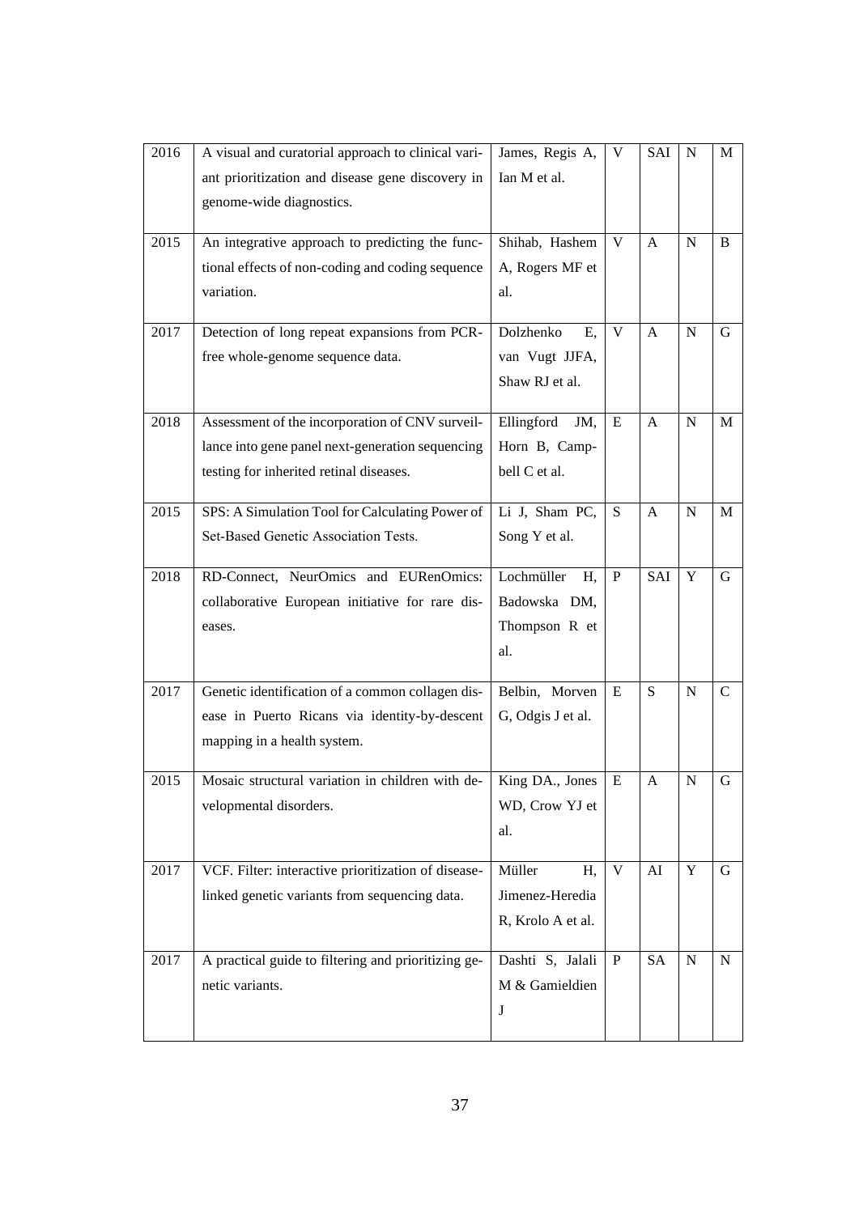| 2016 | A visual and curatorial approach to clinical variant prioritization and disease gene discovery in genome-wide diagnostics. | James, Regis A, Ian M et al. | V | SAI | N | M |
|---|---|---|---|---|---|---|
| 2015 | An integrative approach to predicting the functional effects of non-coding and coding sequence variation. | Shihab, Hashem A, Rogers MF et al. | V | A | N | B |
| 2017 | Detection of long repeat expansions from PCR-free whole-genome sequence data. | Dolzhenko E, van Vugt JJFA, Shaw RJ et al. | V | A | N | G |
| 2018 | Assessment of the incorporation of CNV surveillance into gene panel next-generation sequencing testing for inherited retinal diseases. | Ellingford JM, Horn B, Campbell C et al. | E | A | N | M |
| 2015 | SPS: A Simulation Tool for Calculating Power of Set-Based Genetic Association Tests. | Li J, Sham PC, Song Y et al. | S | A | N | M |
| 2018 | RD-Connect, NeurOmics and EURenOmics: collaborative European initiative for rare diseases. | Lochmüller H, Badowska DM, Thompson R et al. | P | SAI | Y | G |
| 2017 | Genetic identification of a common collagen disease in Puerto Ricans via identity-by-descent mapping in a health system. | Belbin, Morven G, Odgis J et al. | E | S | N | C |
| 2015 | Mosaic structural variation in children with developmental disorders. | King DA., Jones WD, Crow YJ et al. | E | A | N | G |
| 2017 | VCF. Filter: interactive prioritization of disease-linked genetic variants from sequencing data. | Müller H, Jimenez-Heredia R, Krolo A et al. | V | AI | Y | G |
| 2017 | A practical guide to filtering and prioritizing genetic variants. | Dashti S, Jalali M & Gamieldien J | P | SA | N | N |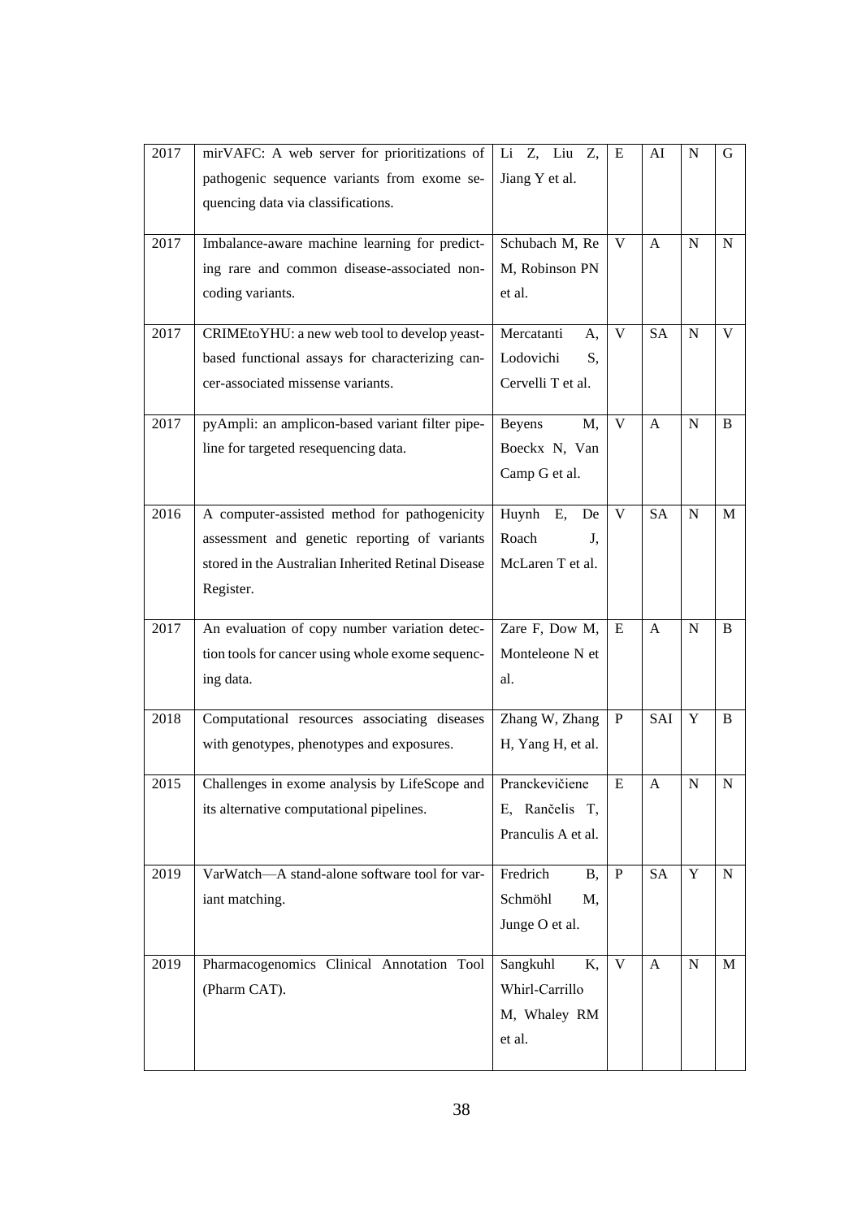| 2017 | mirVAFC: A web server for prioritizations of pathogenic sequence variants from exome sequencing data via classifications. | Li Z, Liu Z, Jiang Y et al. | E | AI | N | G |
|---|---|---|---|---|---|---|
| 2017 | Imbalance-aware machine learning for predicting rare and common disease-associated non-coding variants. | Schubach M, Re M, Robinson PN et al. | V | A | N | N |
| 2017 | CRIMEtoYHU: a new web tool to develop yeast-based functional assays for characterizing cancer-associated missense variants. | Mercatanti A, Lodovichi S, Cervelli T et al. | V | SA | N | V |
| 2017 | pyAmpli: an amplicon-based variant filter pipeline for targeted resequencing data. | Beyens M, Boeckx N, Van Camp G et al. | V | A | N | B |
| 2016 | A computer-assisted method for pathogenicity assessment and genetic reporting of variants stored in the Australian Inherited Retinal Disease Register. | Huynh E, De Roach J, McLaren T et al. | V | SA | N | M |
| 2017 | An evaluation of copy number variation detection tools for cancer using whole exome sequencing data. | Zare F, Dow M, Monteleone N et al. | E | A | N | B |
| 2018 | Computational resources associating diseases with genotypes, phenotypes and exposures. | Zhang W, Zhang H, Yang H, et al. | P | SAI | Y | B |
| 2015 | Challenges in exome analysis by LifeScope and its alternative computational pipelines. | Pranckevičiene E, Rančelis T, Pranculis A et al. | E | A | N | N |
| 2019 | VarWatch—A stand-alone software tool for variant matching. | Fredrich B, Schmöhl M, Junge O et al. | P | SA | Y | N |
| 2019 | Pharmacogenomics Clinical Annotation Tool (Pharm CAT). | Sangkuhl K, Whirl-Carrillo M, Whaley RM et al. | V | A | N | M |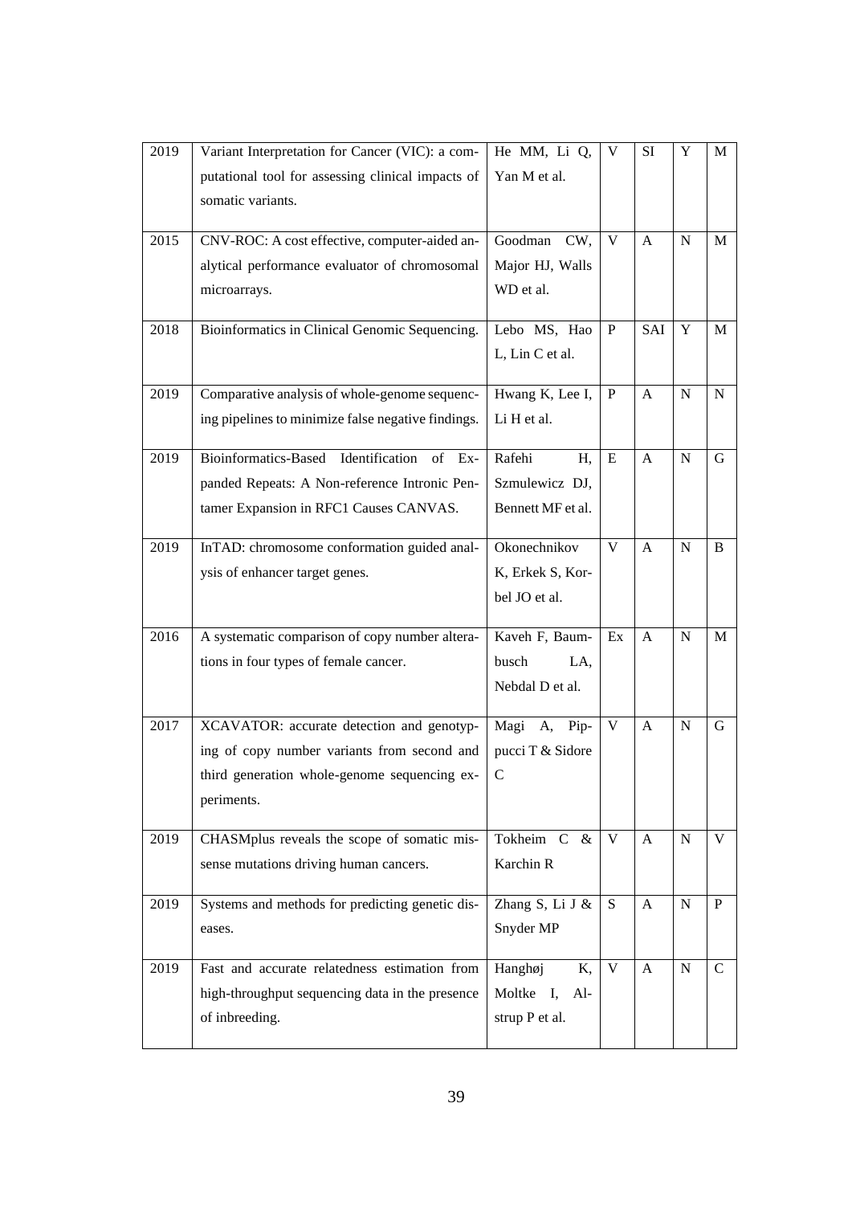| 2019 | Variant Interpretation for Cancer (VIC): a computational tool for assessing clinical impacts of somatic variants. | He MM, Li Q, Yan M et al. | V | SI | Y | M |
|---|---|---|---|---|---|---|
| 2015 | CNV-ROC: A cost effective, computer-aided analytical performance evaluator of chromosomal microarrays. | Goodman CW, Major HJ, Walls WD et al. | V | A | N | M |
| 2018 | Bioinformatics in Clinical Genomic Sequencing. | Lebo MS, Hao L, Lin C et al. | P | SAI | Y | M |
| 2019 | Comparative analysis of whole-genome sequencing pipelines to minimize false negative findings. | Hwang K, Lee I, Li H et al. | P | A | N | N |
| 2019 | Bioinformatics-Based Identification of Expanded Repeats: A Non-reference Intronic Pentamer Expansion in RFC1 Causes CANVAS. | Rafehi H, Szmulewicz DJ, Bennett MF et al. | E | A | N | G |
| 2019 | InTAD: chromosome conformation guided analysis of enhancer target genes. | Okonechnikov K, Erkek S, Korbel JO et al. | V | A | N | B |
| 2016 | A systematic comparison of copy number alterations in four types of female cancer. | Kaveh F, Baumbusch LA, Nebdal D et al. | Ex | A | N | M |
| 2017 | XCAVATOR: accurate detection and genotyping of copy number variants from second and third generation whole-genome sequencing experiments. | Magi A, Pippucci T & Sidore C | V | A | N | G |
| 2019 | CHASMplus reveals the scope of somatic missense mutations driving human cancers. | Tokheim C & Karchin R | V | A | N | V |
| 2019 | Systems and methods for predicting genetic diseases. | Zhang S, Li J & Snyder MP | S | A | N | P |
| 2019 | Fast and accurate relatedness estimation from high-throughput sequencing data in the presence of inbreeding. | Hanghøj K, Moltke I, Alstrup P et al. | V | A | N | C |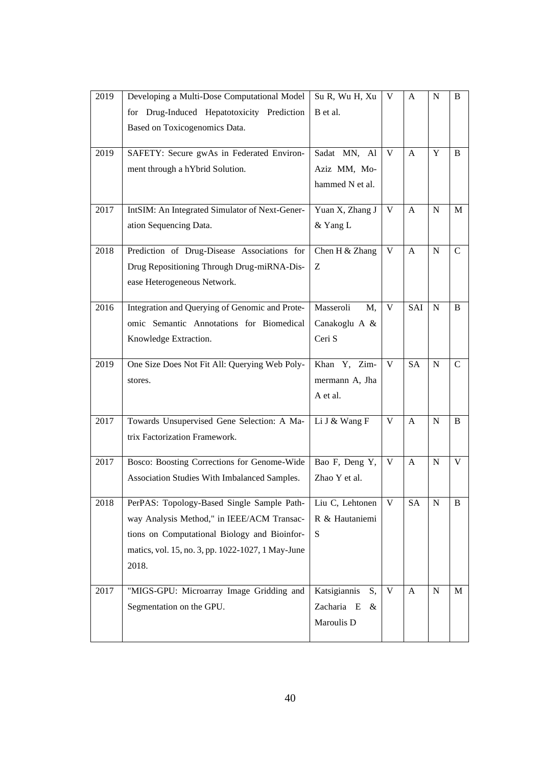| 2019 | Developing a Multi-Dose Computational Model for Drug-Induced Hepatotoxicity Prediction Based on Toxicogenomics Data. | Su R, Wu H, Xu B et al. | V | A | N | B |
|---|---|---|---|---|---|---|
| 2019 | SAFETY: Secure gwAs in Federated Environment through a hYbrid Solution. | Sadat MN, Al Aziz MM, Mohammed N et al. | V | A | Y | B |
| 2017 | IntSIM: An Integrated Simulator of Next-Generation Sequencing Data. | Yuan X, Zhang J & Yang L | V | A | N | M |
| 2018 | Prediction of Drug-Disease Associations for Drug Repositioning Through Drug-miRNA-Disease Heterogeneous Network. | Chen H & Zhang Z | V | A | N | C |
| 2016 | Integration and Querying of Genomic and Proteomic Semantic Annotations for Biomedical Knowledge Extraction. | Masseroli M, Canakoglu A & Ceri S | V | SAI | N | B |
| 2019 | One Size Does Not Fit All: Querying Web Polystores. | Khan Y, Zimmermann A, Jha A et al. | V | SA | N | C |
| 2017 | Towards Unsupervised Gene Selection: A Matrix Factorization Framework. | Li J & Wang F | V | A | N | B |
| 2017 | Bosco: Boosting Corrections for Genome-Wide Association Studies With Imbalanced Samples. | Bao F, Deng Y, Zhao Y et al. | V | A | N | V |
| 2018 | PerPAS: Topology-Based Single Sample Pathway Analysis Method," in IEEE/ACM Transactions on Computational Biology and Bioinformatics, vol. 15, no. 3, pp. 1022-1027, 1 May-June 2018. | Liu C, Lehtonen R & Hautaniemi S | V | SA | N | B |
| 2017 | "MIGS-GPU: Microarray Image Gridding and Segmentation on the GPU. | Katsigiannis S, Zacharia E & Maroulis D | V | A | N | M |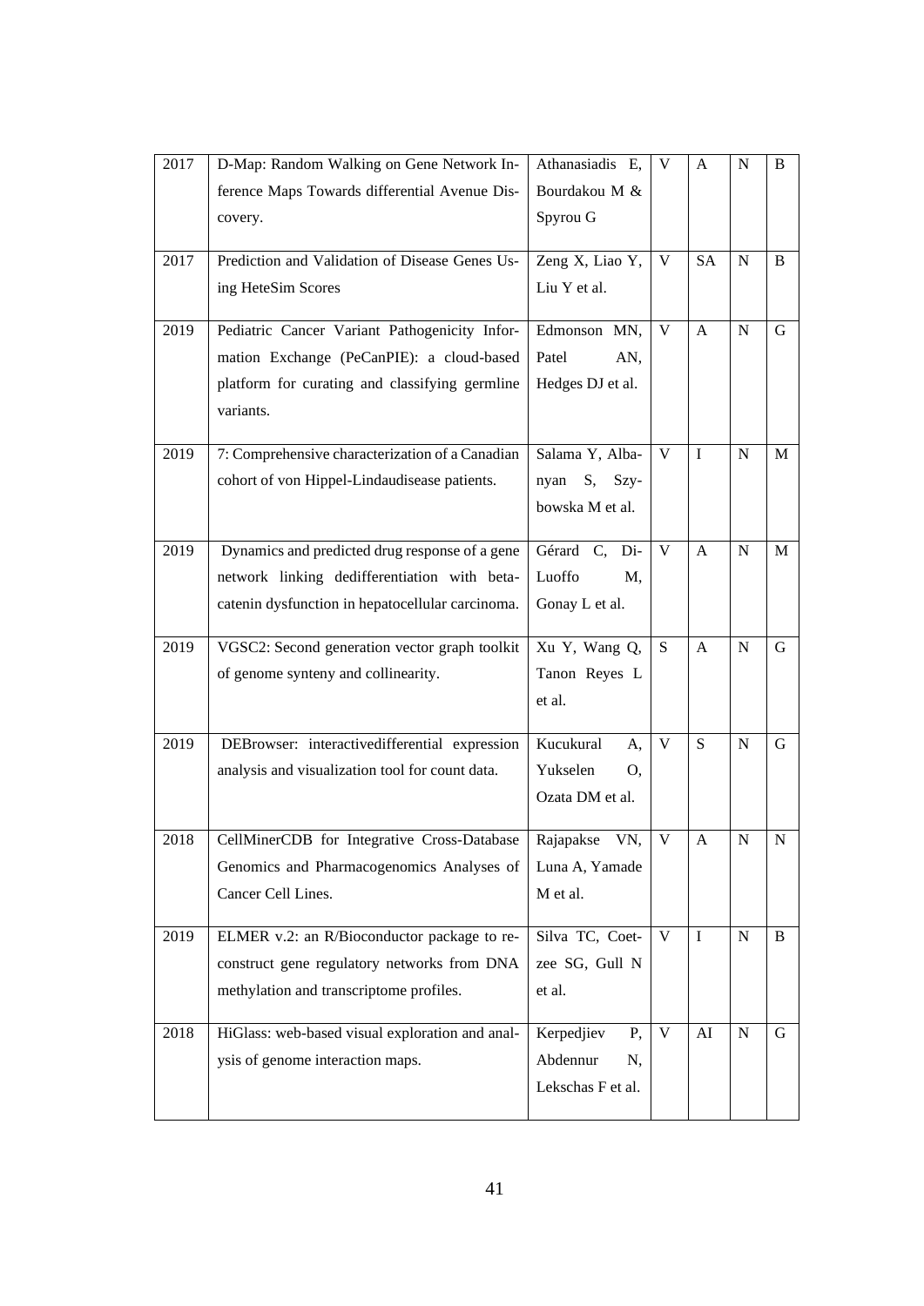| 2017 | D-Map: Random Walking on Gene Network Inference Maps Towards differential Avenue Discovery. | Athanasiadis E, Bourdakou M & Spyrou G | V | A | N | B |
|---|---|---|---|---|---|---|
| 2017 | Prediction and Validation of Disease Genes Using HeteSim Scores | Zeng X, Liao Y, Liu Y et al. | V | SA | N | B |
| 2019 | Pediatric Cancer Variant Pathogenicity Information Exchange (PeCanPIE): a cloud-based platform for curating and classifying germline variants. | Edmonson MN, Patel AN, Hedges DJ et al. | V | A | N | G |
| 2019 | 7: Comprehensive characterization of a Canadian cohort of von Hippel-Lindaudisease patients. | Salama Y, Albanyan S, Szybowska M et al. | V | I | N | M |
| 2019 | Dynamics and predicted drug response of a gene network linking dedifferentiation with beta-catenin dysfunction in hepatocellular carcinoma. | Gérard C, Di-Luoffo M, Gonay L et al. | V | A | N | M |
| 2019 | VGSC2: Second generation vector graph toolkit of genome synteny and collinearity. | Xu Y, Wang Q, Tanon Reyes L et al. | S | A | N | G |
| 2019 | DEBrowser: interactivedifferential expression analysis and visualization tool for count data. | Kucukural A, Yukselen O, Ozata DM et al. | V | S | N | G |
| 2018 | CellMinerCDB for Integrative Cross-Database Genomics and Pharmacogenomics Analyses of Cancer Cell Lines. | Rajapakse VN, Luna A, Yamade M et al. | V | A | N | N |
| 2019 | ELMER v.2: an R/Bioconductor package to reconstruct gene regulatory networks from DNA methylation and transcriptome profiles. | Silva TC, Coetzee SG, Gull N et al. | V | I | N | B |
| 2018 | HiGlass: web-based visual exploration and analysis of genome interaction maps. | Kerpedjiev P, Abdennur N, Lekschas F et al. | V | AI | N | G |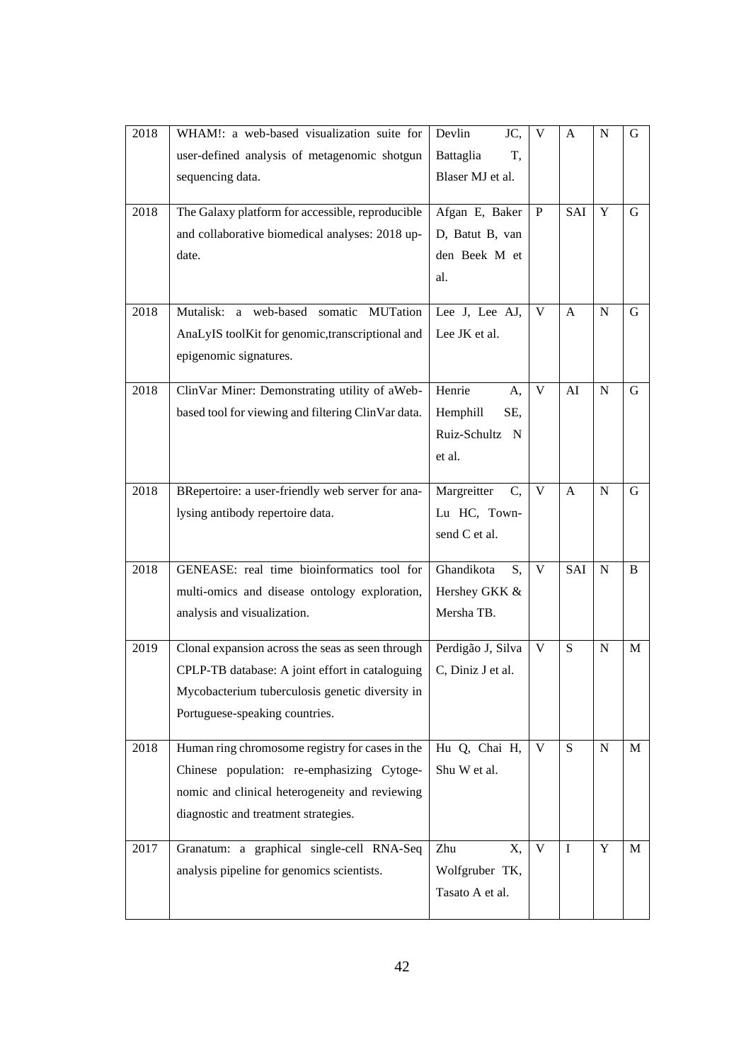| 2018 | WHAM!: a web-based visualization suite for user-defined analysis of metagenomic shotgun sequencing data. | Devlin JC, Battaglia T, Blaser MJ et al. | V | A | N | G |
|---|---|---|---|---|---|---|
| 2018 | The Galaxy platform for accessible, reproducible and collaborative biomedical analyses: 2018 update. | Afgan E, Baker D, Batut B, van den Beek M et al. | P | SAI | Y | G |
| 2018 | Mutalisk: a web-based somatic MUTation AnaLyIS toolKit for genomic,transcriptional and epigenomic signatures. | Lee J, Lee AJ, Lee JK et al. | V | A | N | G |
| 2018 | ClinVar Miner: Demonstrating utility of aWeb-based tool for viewing and filtering ClinVar data. | Henrie A, Hemphill SE, Ruiz-Schultz N et al. | V | AI | N | G |
| 2018 | BRepertoire: a user-friendly web server for analysing antibody repertoire data. | Margreitter C, Lu HC, Townsend C et al. | V | A | N | G |
| 2018 | GENEASE: real time bioinformatics tool for multi-omics and disease ontology exploration, analysis and visualization. | Ghandikota S, Hershey GKK & Mersha TB. | V | SAI | N | B |
| 2019 | Clonal expansion across the seas as seen through CPLP-TB database: A joint effort in cataloguing Mycobacterium tuberculosis genetic diversity in Portuguese-speaking countries. | Perdigão J, Silva C, Diniz J et al. | V | S | N | M |
| 2018 | Human ring chromosome registry for cases in the Chinese population: re-emphasizing Cytogenomic and clinical heterogeneity and reviewing diagnostic and treatment strategies. | Hu Q, Chai H, Shu W et al. | V | S | N | M |
| 2017 | Granatum: a graphical single-cell RNA-Seq analysis pipeline for genomics scientists. | Zhu X, Wolfgruber TK, Tasato A et al. | V | I | Y | M |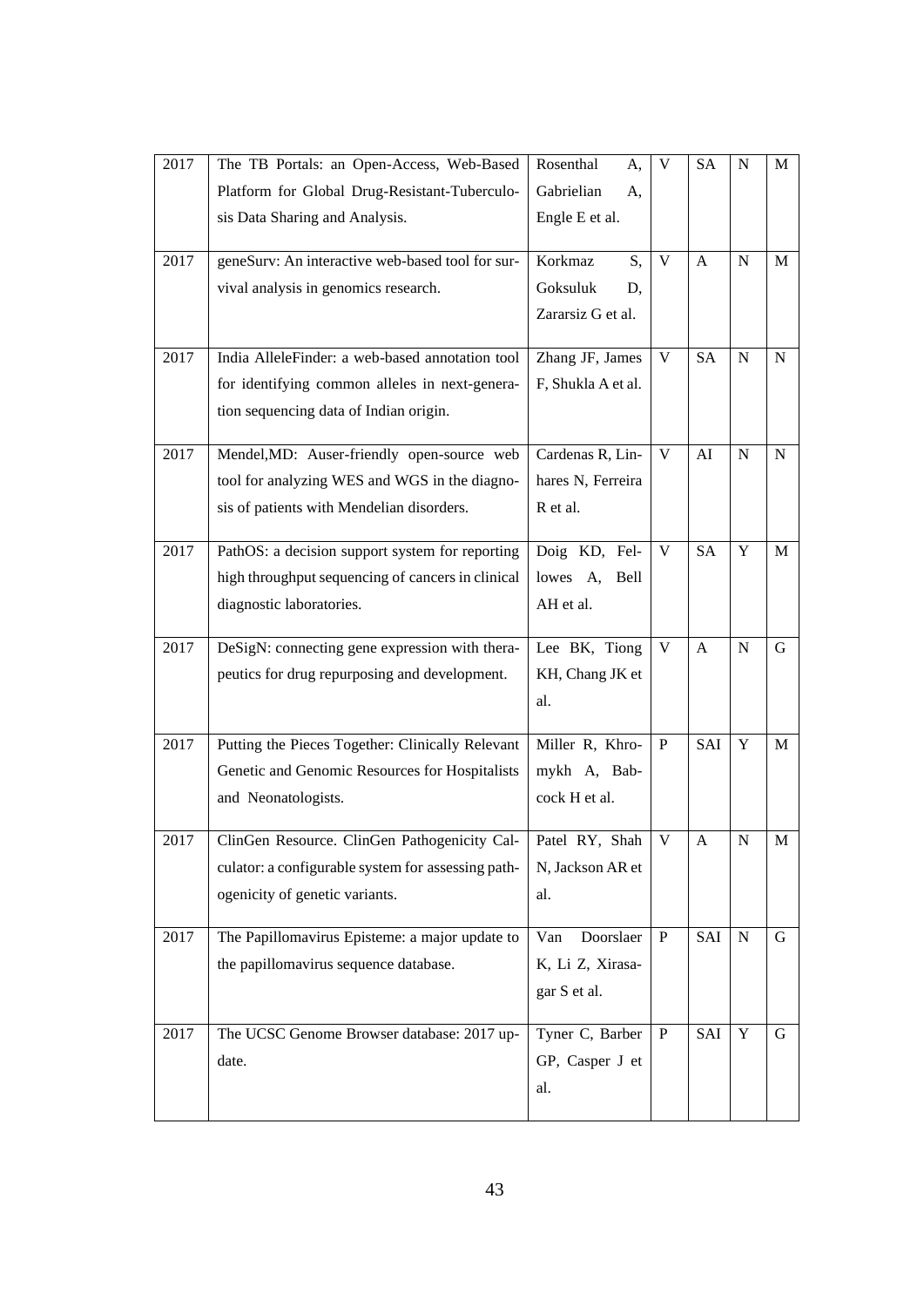| 2017 | The TB Portals: an Open-Access, Web-Based Platform for Global Drug-Resistant-Tuberculosis Data Sharing and Analysis. | Rosenthal A, Gabrielian A, Engle E et al. | V | SA | N | M |
|---|---|---|---|---|---|---|
| 2017 | geneSurv: An interactive web-based tool for survival analysis in genomics research. | Korkmaz S, Goksuluk D, Zararsiz G et al. | V | A | N | M |
| 2017 | India AlleleFinder: a web-based annotation tool for identifying common alleles in next-generation sequencing data of Indian origin. | Zhang JF, James F, Shukla A et al. | V | SA | N | N |
| 2017 | Mendel,MD: Auser-friendly open-source web tool for analyzing WES and WGS in the diagnosis of patients with Mendelian disorders. | Cardenas R, Linhares N, Ferreira R et al. | V | AI | N | N |
| 2017 | PathOS: a decision support system for reporting high throughput sequencing of cancers in clinical diagnostic laboratories. | Doig KD, Fellowes A, Bell AH et al. | V | SA | Y | M |
| 2017 | DeSigN: connecting gene expression with therapeutics for drug repurposing and development. | Lee BK, Tiong KH, Chang JK et al. | V | A | N | G |
| 2017 | Putting the Pieces Together: Clinically Relevant Genetic and Genomic Resources for Hospitalists and Neonatologists. | Miller R, Khromykh A, Babcock H et al. | P | SAI | Y | M |
| 2017 | ClinGen Resource. ClinGen Pathogenicity Calculator: a configurable system for assessing pathogenicity of genetic variants. | Patel RY, Shah N, Jackson AR et al. | V | A | N | M |
| 2017 | The Papillomavirus Episteme: a major update to the papillomavirus sequence database. | Van Doorslaer K, Li Z, Xirasagar S et al. | P | SAI | N | G |
| 2017 | The UCSC Genome Browser database: 2017 update. | Tyner C, Barber GP, Casper J et al. | P | SAI | Y | G |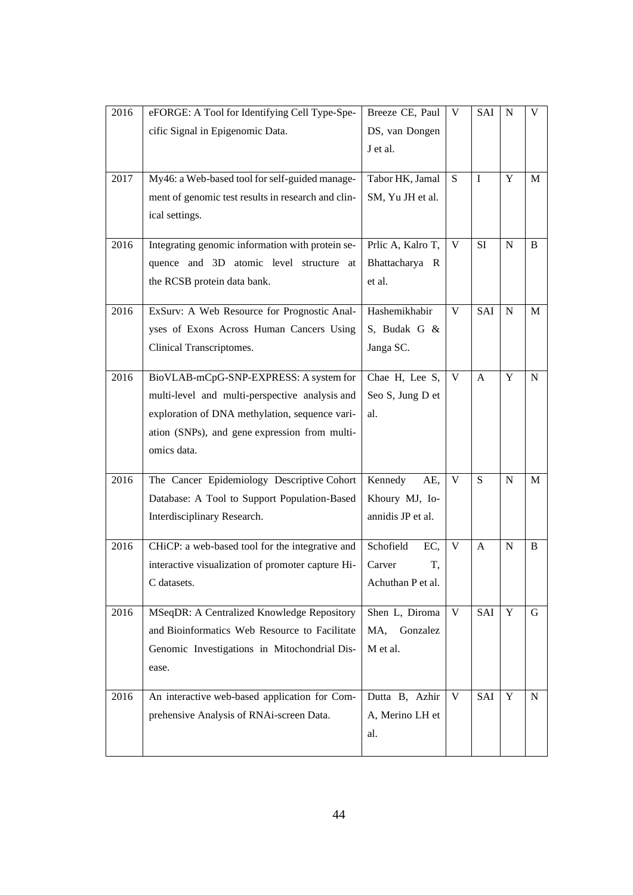| 2016 | eFORGE: A Tool for Identifying Cell Type-Specific Signal in Epigenomic Data. | Breeze CE, Paul DS, van Dongen J et al. | V | SAI | N | V |
|---|---|---|---|---|---|---|
| 2017 | My46: a Web-based tool for self-guided management of genomic test results in research and clinical settings. | Tabor HK, Jamal SM, Yu JH et al. | S | I | Y | M |
| 2016 | Integrating genomic information with protein sequence and 3D atomic level structure at the RCSB protein data bank. | Prlic A, Kalro T, Bhattacharya R et al. | V | SI | N | B |
| 2016 | ExSurv: A Web Resource for Prognostic Analyses of Exons Across Human Cancers Using Clinical Transcriptomes. | Hashemikhabir S, Budak G & Janga SC. | V | SAI | N | M |
| 2016 | BioVLAB-mCpG-SNP-EXPRESS: A system for multi-level and multi-perspective analysis and exploration of DNA methylation, sequence variation (SNPs), and gene expression from multi-omics data. | Chae H, Lee S, Seo S, Jung D et al. | V | A | Y | N |
| 2016 | The Cancer Epidemiology Descriptive Cohort Database: A Tool to Support Population-Based Interdisciplinary Research. | Kennedy AE, Khoury MJ, Ioannidis JP et al. | V | S | N | M |
| 2016 | CHiCP: a web-based tool for the integrative and interactive visualization of promoter capture Hi-C datasets. | Schofield EC, Carver T, Achuthan P et al. | V | A | N | B |
| 2016 | MSeqDR: A Centralized Knowledge Repository and Bioinformatics Web Resource to Facilitate Genomic Investigations in Mitochondrial Disease. | Shen L, Diroma MA, Gonzalez M et al. | V | SAI | Y | G |
| 2016 | An interactive web-based application for Comprehensive Analysis of RNAi-screen Data. | Dutta B, Azhir A, Merino LH et al. | V | SAI | Y | N |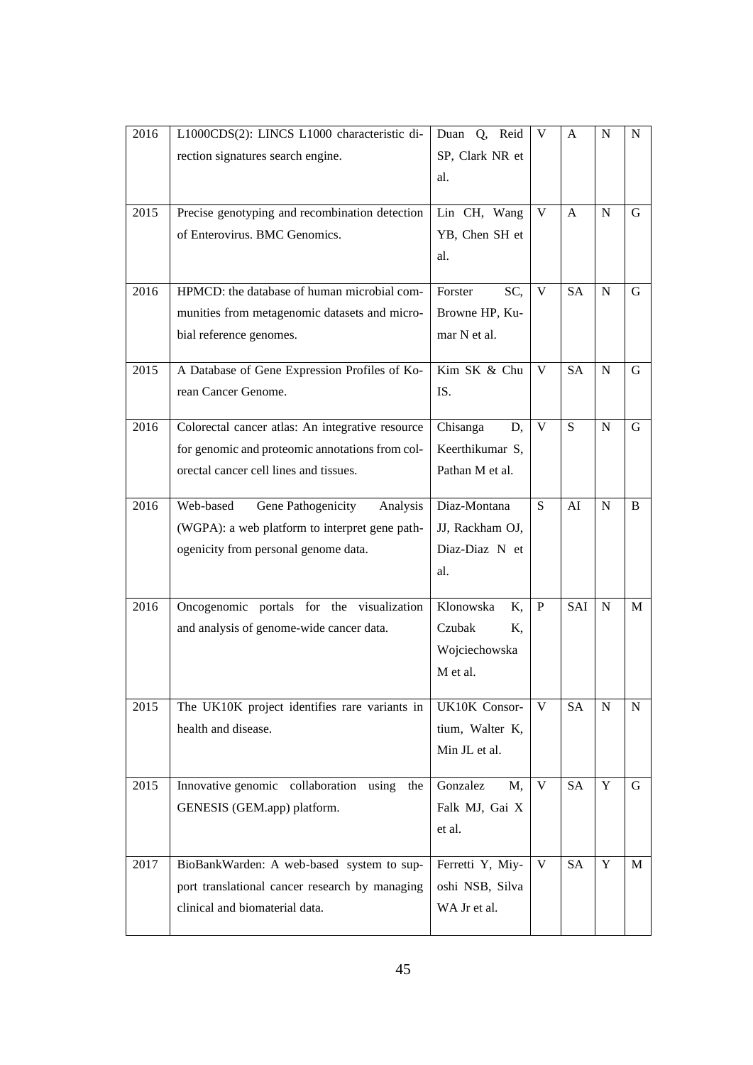| 2016 | L1000CDS(2): LINCS L1000 characteristic direction signatures search engine. | Duan Q, Reid SP, Clark NR et al. | V | A | N | N |
|---|---|---|---|---|---|---|
| 2015 | Precise genotyping and recombination detection of Enterovirus. BMC Genomics. | Lin CH, Wang YB, Chen SH et al. | V | A | N | G |
| 2016 | HPMCD: the database of human microbial communities from metagenomic datasets and microbial reference genomes. | Forster SC, Browne HP, Kumar N et al. | V | SA | N | G |
| 2015 | A Database of Gene Expression Profiles of Korean Cancer Genome. | Kim SK & Chu IS. | V | SA | N | G |
| 2016 | Colorectal cancer atlas: An integrative resource for genomic and proteomic annotations from colorectal cancer cell lines and tissues. | Chisanga D, Keerthikumar S, Pathan M et al. | V | S | N | G |
| 2016 | Web-based Gene Pathogenicity Analysis (WGPA): a web platform to interpret gene pathogenicity from personal genome data. | Diaz-Montana JJ, Rackham OJ, Diaz-Diaz N et al. | S | AI | N | B |
| 2016 | Oncogenomic portals for the visualization and analysis of genome-wide cancer data. | Klonowska K, Czubak K, Wojciechowska M et al. | P | SAI | N | M |
| 2015 | The UK10K project identifies rare variants in health and disease. | UK10K Consortium, Walter K, Min JL et al. | V | SA | N | N |
| 2015 | Innovative genomic collaboration using the GENESIS (GEM.app) platform. | Gonzalez M, Falk MJ, Gai X et al. | V | SA | Y | G |
| 2017 | BioBankWarden: A web-based system to support translational cancer research by managing clinical and biomaterial data. | Ferretti Y, Miyoshi NSB, Silva WA Jr et al. | V | SA | Y | M |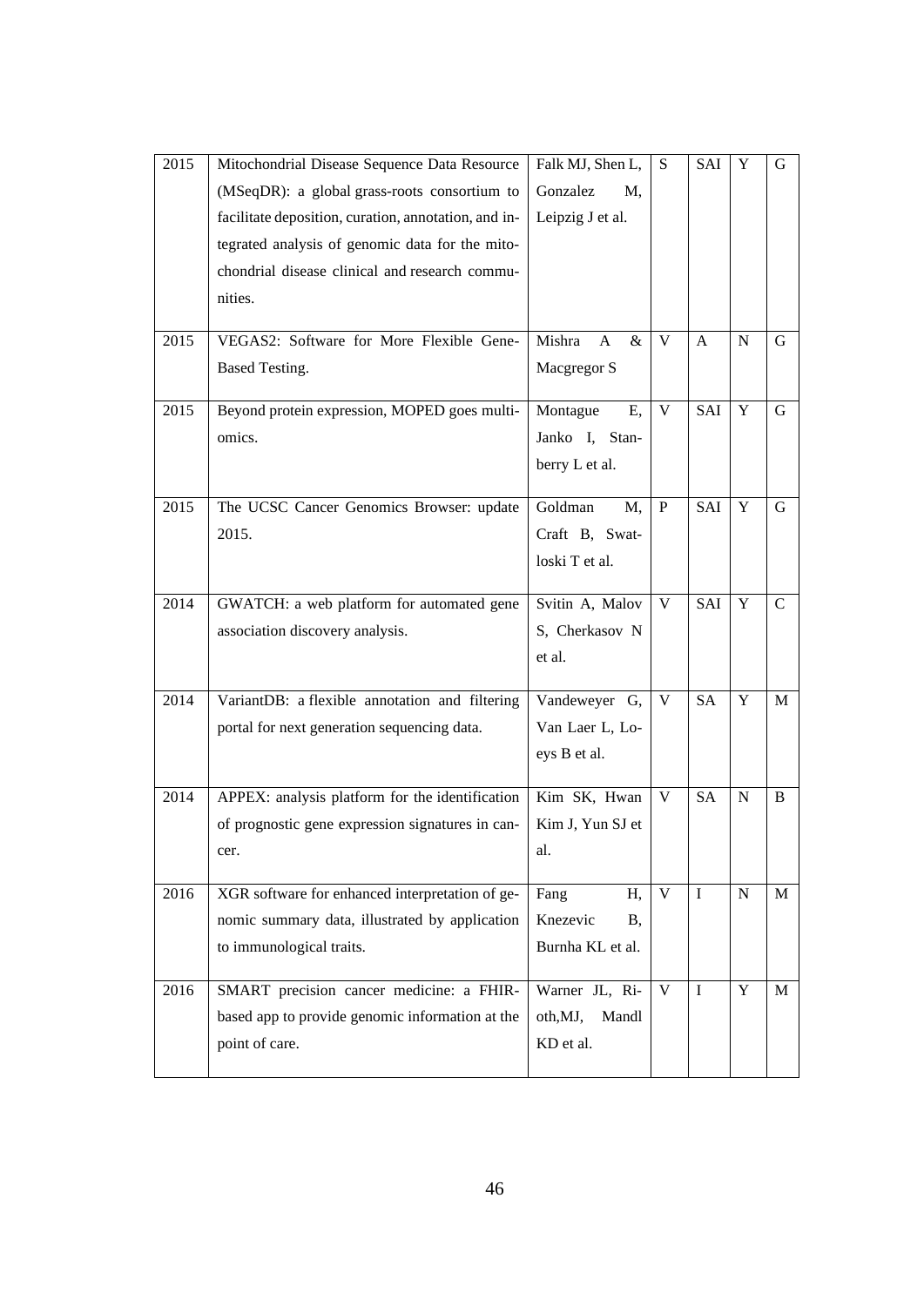| | | | | | | |
|---|---|---|---|---|---|---|
| 2015 | Mitochondrial Disease Sequence Data Resource (MSeqDR): a global grass-roots consortium to facilitate deposition, curation, annotation, and integrated analysis of genomic data for the mitochondrial disease clinical and research communities. | Falk MJ, Shen L, Gonzalez M, Leipzig J et al. | S | SAI | Y | G |
| 2015 | VEGAS2: Software for More Flexible Gene-Based Testing. | Mishra A & Macgregor S | V | A | N | G |
| 2015 | Beyond protein expression, MOPED goes multi-omics. | Montague E, Janko I, Stanberry L et al. | V | SAI | Y | G |
| 2015 | The UCSC Cancer Genomics Browser: update 2015. | Goldman M, Craft B, Swatloski T et al. | P | SAI | Y | G |
| 2014 | GWATCH: a web platform for automated gene association discovery analysis. | Svitin A, Malov S, Cherkasov N et al. | V | SAI | Y | C |
| 2014 | VariantDB: a flexible annotation and filtering portal for next generation sequencing data. | Vandeweyer G, Van Laer L, Loeys B et al. | V | SA | Y | M |
| 2014 | APPEX: analysis platform for the identification of prognostic gene expression signatures in cancer. | Kim SK, Hwan Kim J, Yun SJ et al. | V | SA | N | B |
| 2016 | XGR software for enhanced interpretation of genomic summary data, illustrated by application to immunological traits. | Fang H, Knezevic B, Burnha KL et al. | V | I | N | M |
| 2016 | SMART precision cancer medicine: a FHIR-based app to provide genomic information at the point of care. | Warner JL, Rioth,MJ, Mandl KD et al. | V | I | Y | M |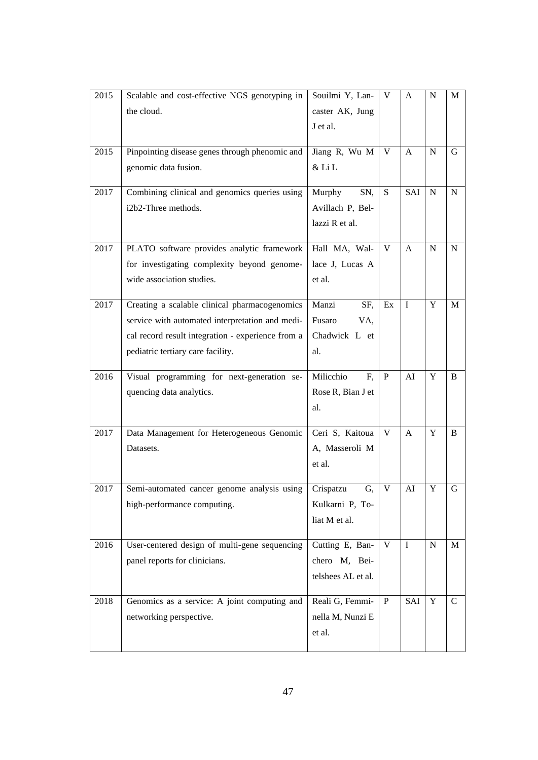| 2015 | Scalable and cost-effective NGS genotyping in the cloud. | Souilmi Y, Lancaster AK, Jung J et al. | V | A | N | M |
|---|---|---|---|---|---|---|
| 2015 | Pinpointing disease genes through phenomic and genomic data fusion. | Jiang R, Wu M & Li L | V | A | N | G |
| 2017 | Combining clinical and genomics queries using i2b2-Three methods. | Murphy SN, Avillach P, Bellazzi R et al. | S | SAI | N | N |
| 2017 | PLATO software provides analytic framework for investigating complexity beyond genome-wide association studies. | Hall MA, Wallace J, Lucas A et al. | V | A | N | N |
| 2017 | Creating a scalable clinical pharmacogenomics service with automated interpretation and medical record result integration - experience from a pediatric tertiary care facility. | Manzi SF, Fusaro VA, Chadwick L et al. | Ex | I | Y | M |
| 2016 | Visual programming for next-generation sequencing data analytics. | Milicchio F, Rose R, Bian J et al. | P | AI | Y | B |
| 2017 | Data Management for Heterogeneous Genomic Datasets. | Ceri S, Kaitoua A, Masseroli M et al. | V | A | Y | B |
| 2017 | Semi-automated cancer genome analysis using high-performance computing. | Crispatzu G, Kulkarni P, Toliat M et al. | V | AI | Y | G |
| 2016 | User-centered design of multi-gene sequencing panel reports for clinicians. | Cutting E, Banchero M, Beitelshees AL et al. | V | I | N | M |
| 2018 | Genomics as a service: A joint computing and networking perspective. | Reali G, Femminella M, Nunzi E et al. | P | SAI | Y | C |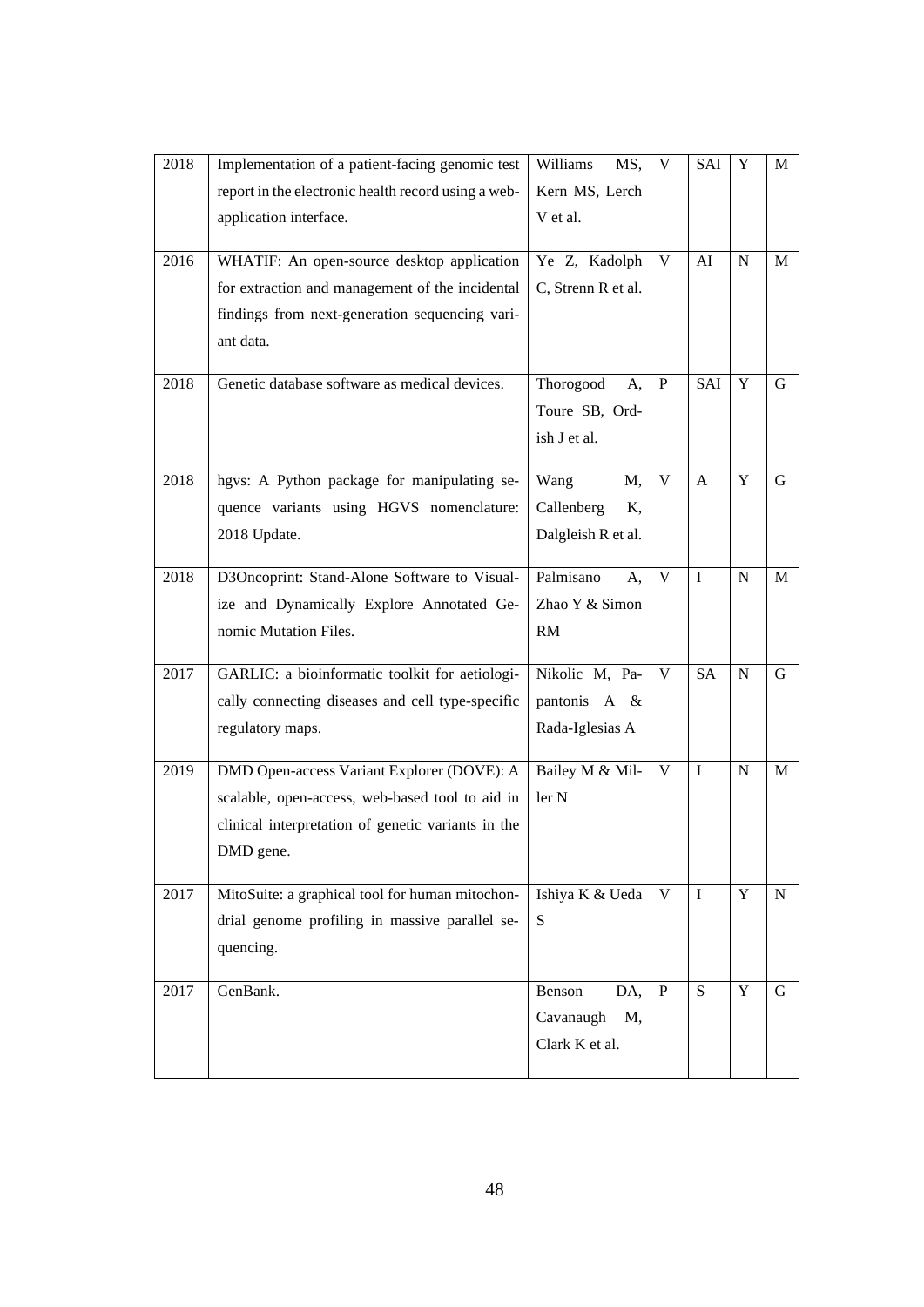| 2018 | Implementation of a patient-facing genomic test report in the electronic health record using a web-application interface. | Williams MS, Kern MS, Lerch V et al. | V | SAI | Y | M |
|---|---|---|---|---|---|---|
| 2016 | WHATIF: An open-source desktop application for extraction and management of the incidental findings from next-generation sequencing variant data. | Ye Z, Kadolph C, Strenn R et al. | V | AI | N | M |
| 2018 | Genetic database software as medical devices. | Thorogood A, Toure SB, Ordish J et al. | P | SAI | Y | G |
| 2018 | hgvs: A Python package for manipulating sequence variants using HGVS nomenclature: 2018 Update. | Wang M, Callenberg K, Dalgleish R et al. | V | A | Y | G |
| 2018 | D3Oncoprint: Stand-Alone Software to Visualize and Dynamically Explore Annotated Genomic Mutation Files. | Palmisano A, Zhao Y & Simon RM | V | I | N | M |
| 2017 | GARLIC: a bioinformatic toolkit for aetiologically connecting diseases and cell type-specific regulatory maps. | Nikolic M, Papantonis A & Rada-Iglesias A | V | SA | N | G |
| 2019 | DMD Open-access Variant Explorer (DOVE): A scalable, open-access, web-based tool to aid in clinical interpretation of genetic variants in the DMD gene. | Bailey M & Miller N | V | I | N | M |
| 2017 | MitoSuite: a graphical tool for human mitochondrial genome profiling in massive parallel sequencing. | Ishiya K & Ueda S | V | I | Y | N |
| 2017 | GenBank. | Benson DA, Cavanaugh M, Clark K et al. | P | S | Y | G |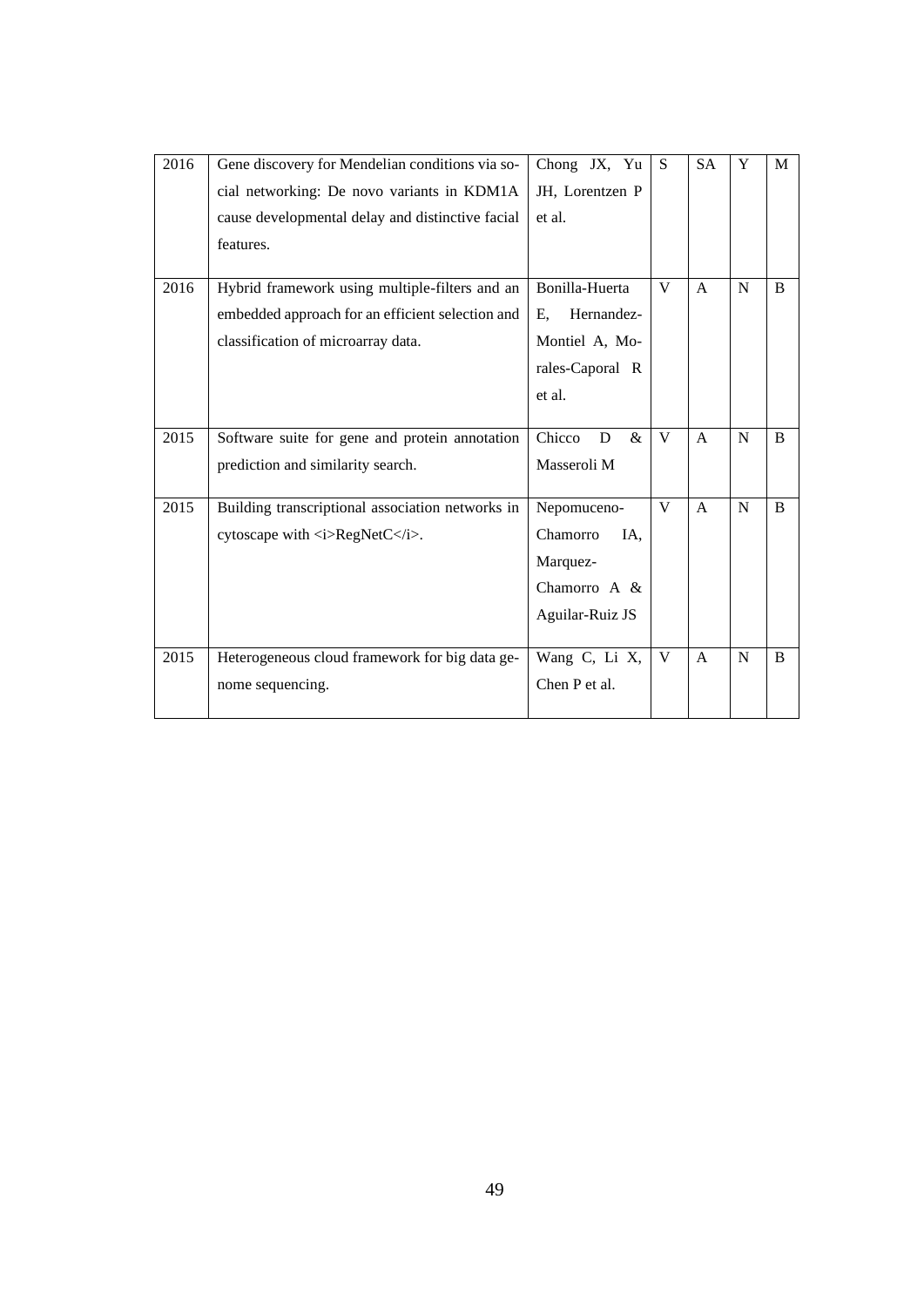| | | | | | | |
|---|---|---|---|---|---|---|
| 2016 | Gene discovery for Mendelian conditions via social networking: De novo variants in KDM1A cause developmental delay and distinctive facial features. | Chong JX, Yu JH, Lorentzen P et al. | S | SA | Y | M |
| 2016 | Hybrid framework using multiple-filters and an embedded approach for an efficient selection and classification of microarray data. | Bonilla-Huerta E, Hernandez-Montiel A, Morales-Caporal R et al. | V | A | N | B |
| 2015 | Software suite for gene and protein annotation prediction and similarity search. | Chicco D & Masseroli M | V | A | N | B |
| 2015 | Building transcriptional association networks in cytoscape with <i>RegNetC</i>. | Nepomuceno-Chamorro IA, Marquez-Chamorro A & Aguilar-Ruiz JS | V | A | N | B |
| 2015 | Heterogeneous cloud framework for big data genome sequencing. | Wang C, Li X, Chen P et al. | V | A | N | B |